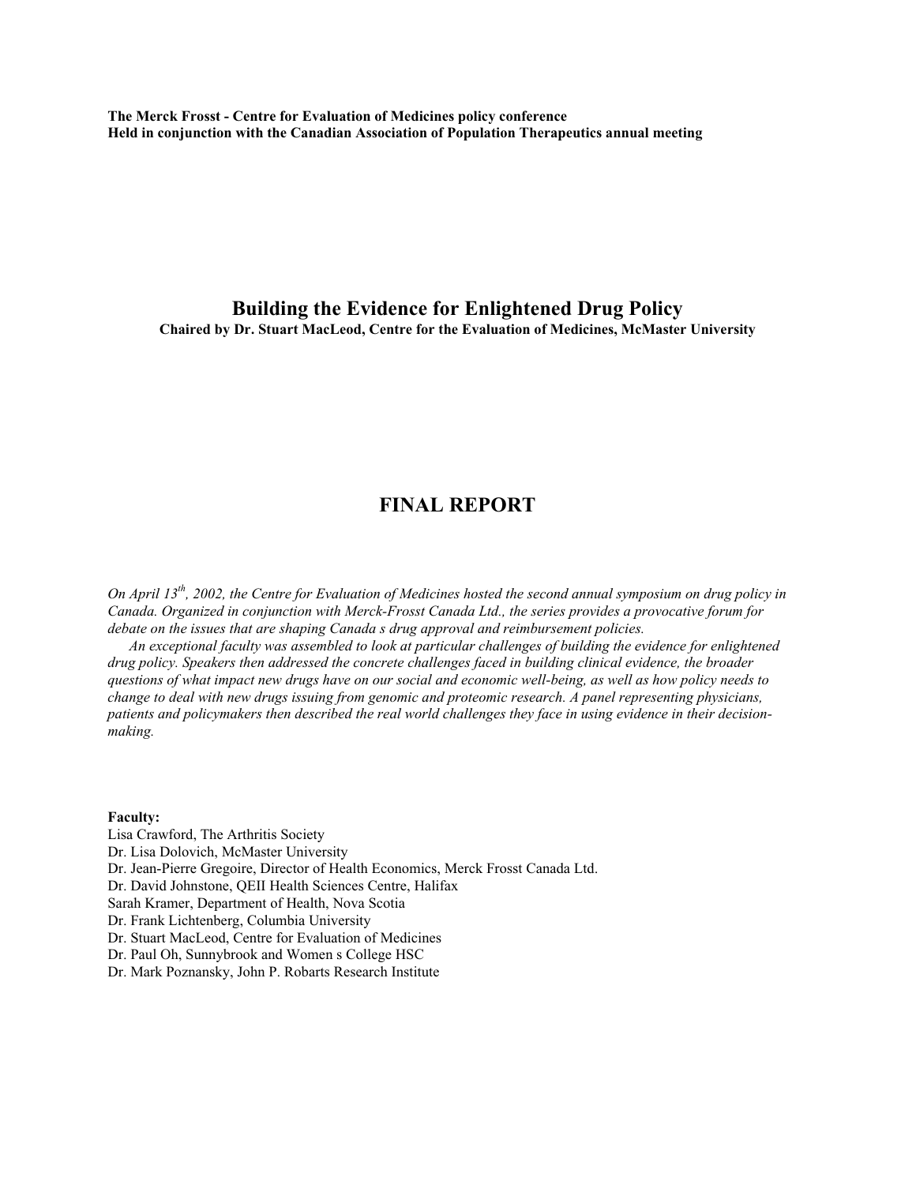**The Merck Frosst - Centre for Evaluation of Medicines policy conference**
**Held in conjunction with the Canadian Association of Population Therapeutics annual meeting**

# Building the Evidence for Enlightened Drug Policy

**Chaired by Dr. Stuart MacLeod, Centre for the Evaluation of Medicines, McMaster University**

# FINAL REPORT

*On April 13th, 2002, the Centre for Evaluation of Medicines hosted the second annual symposium on drug policy in Canada. Organized in conjunction with Merck-Frosst Canada Ltd., the series provides a provocative forum for debate on the issues that are shaping Canada s drug approval and reimbursement policies.*

*An exceptional faculty was assembled to look at particular challenges of building the evidence for enlightened drug policy. Speakers then addressed the concrete challenges faced in building clinical evidence, the broader questions of what impact new drugs have on our social and economic well-being, as well as how policy needs to change to deal with new drugs issuing from genomic and proteomic research. A panel representing physicians, patients and policymakers then described the real world challenges they face in using evidence in their decision-making.*

**Faculty:**
Lisa Crawford, The Arthritis Society
Dr. Lisa Dolovich, McMaster University
Dr. Jean-Pierre Gregoire, Director of Health Economics, Merck Frosst Canada Ltd.
Dr. David Johnstone, QEII Health Sciences Centre, Halifax
Sarah Kramer, Department of Health, Nova Scotia
Dr. Frank Lichtenberg, Columbia University
Dr. Stuart MacLeod, Centre for Evaluation of Medicines
Dr. Paul Oh, Sunnybrook and Women s College HSC
Dr. Mark Poznansky, John P. Robarts Research Institute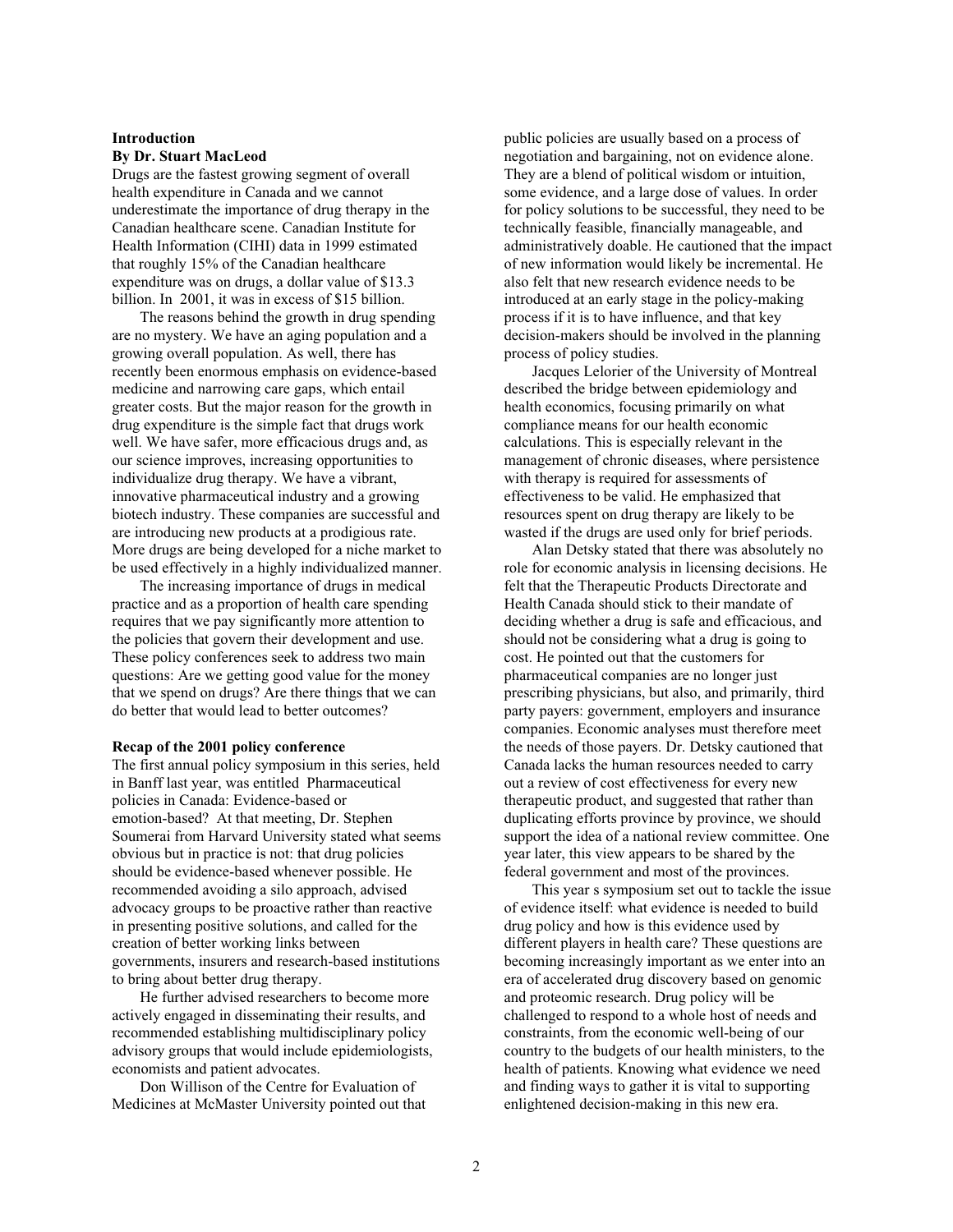**Introduction**

**By Dr. Stuart MacLeod**

Drugs are the fastest growing segment of overall health expenditure in Canada and we cannot underestimate the importance of drug therapy in the Canadian healthcare scene. Canadian Institute for Health Information (CIHI) data in 1999 estimated that roughly 15% of the Canadian healthcare expenditure was on drugs, a dollar value of $13.3 billion. In 2001, it was in excess of $15 billion.

The reasons behind the growth in drug spending are no mystery. We have an aging population and a growing overall population. As well, there has recently been enormous emphasis on evidence-based medicine and narrowing care gaps, which entail greater costs. But the major reason for the growth in drug expenditure is the simple fact that drugs work well. We have safer, more efficacious drugs and, as our science improves, increasing opportunities to individualize drug therapy. We have a vibrant, innovative pharmaceutical industry and a growing biotech industry. These companies are successful and are introducing new products at a prodigious rate. More drugs are being developed for a niche market to be used effectively in a highly individualized manner.

The increasing importance of drugs in medical practice and as a proportion of health care spending requires that we pay significantly more attention to the policies that govern their development and use. These policy conferences seek to address two main questions: Are we getting good value for the money that we spend on drugs? Are there things that we can do better that would lead to better outcomes?

**Recap of the 2001 policy conference**

The first annual policy symposium in this series, held in Banff last year, was entitled Pharmaceutical policies in Canada: Evidence-based or emotion-based? At that meeting, Dr. Stephen Soumerai from Harvard University stated what seems obvious but in practice is not: that drug policies should be evidence-based whenever possible. He recommended avoiding a silo approach, advised advocacy groups to be proactive rather than reactive in presenting positive solutions, and called for the creation of better working links between governments, insurers and research-based institutions to bring about better drug therapy.

He further advised researchers to become more actively engaged in disseminating their results, and recommended establishing multidisciplinary policy advisory groups that would include epidemiologists, economists and patient advocates.

Don Willison of the Centre for Evaluation of Medicines at McMaster University pointed out that public policies are usually based on a process of negotiation and bargaining, not on evidence alone. They are a blend of political wisdom or intuition, some evidence, and a large dose of values. In order for policy solutions to be successful, they need to be technically feasible, financially manageable, and administratively doable. He cautioned that the impact of new information would likely be incremental. He also felt that new research evidence needs to be introduced at an early stage in the policy-making process if it is to have influence, and that key decision-makers should be involved in the planning process of policy studies.

Jacques Lelorier of the University of Montreal described the bridge between epidemiology and health economics, focusing primarily on what compliance means for our health economic calculations. This is especially relevant in the management of chronic diseases, where persistence with therapy is required for assessments of effectiveness to be valid. He emphasized that resources spent on drug therapy are likely to be wasted if the drugs are used only for brief periods.

Alan Detsky stated that there was absolutely no role for economic analysis in licensing decisions. He felt that the Therapeutic Products Directorate and Health Canada should stick to their mandate of deciding whether a drug is safe and efficacious, and should not be considering what a drug is going to cost. He pointed out that the customers for pharmaceutical companies are no longer just prescribing physicians, but also, and primarily, third party payers: government, employers and insurance companies. Economic analyses must therefore meet the needs of those payers. Dr. Detsky cautioned that Canada lacks the human resources needed to carry out a review of cost effectiveness for every new therapeutic product, and suggested that rather than duplicating efforts province by province, we should support the idea of a national review committee. One year later, this view appears to be shared by the federal government and most of the provinces.

This year s symposium set out to tackle the issue of evidence itself: what evidence is needed to build drug policy and how is this evidence used by different players in health care? These questions are becoming increasingly important as we enter into an era of accelerated drug discovery based on genomic and proteomic research. Drug policy will be challenged to respond to a whole host of needs and constraints, from the economic well-being of our country to the budgets of our health ministers, to the health of patients. Knowing what evidence we need and finding ways to gather it is vital to supporting enlightened decision-making in this new era.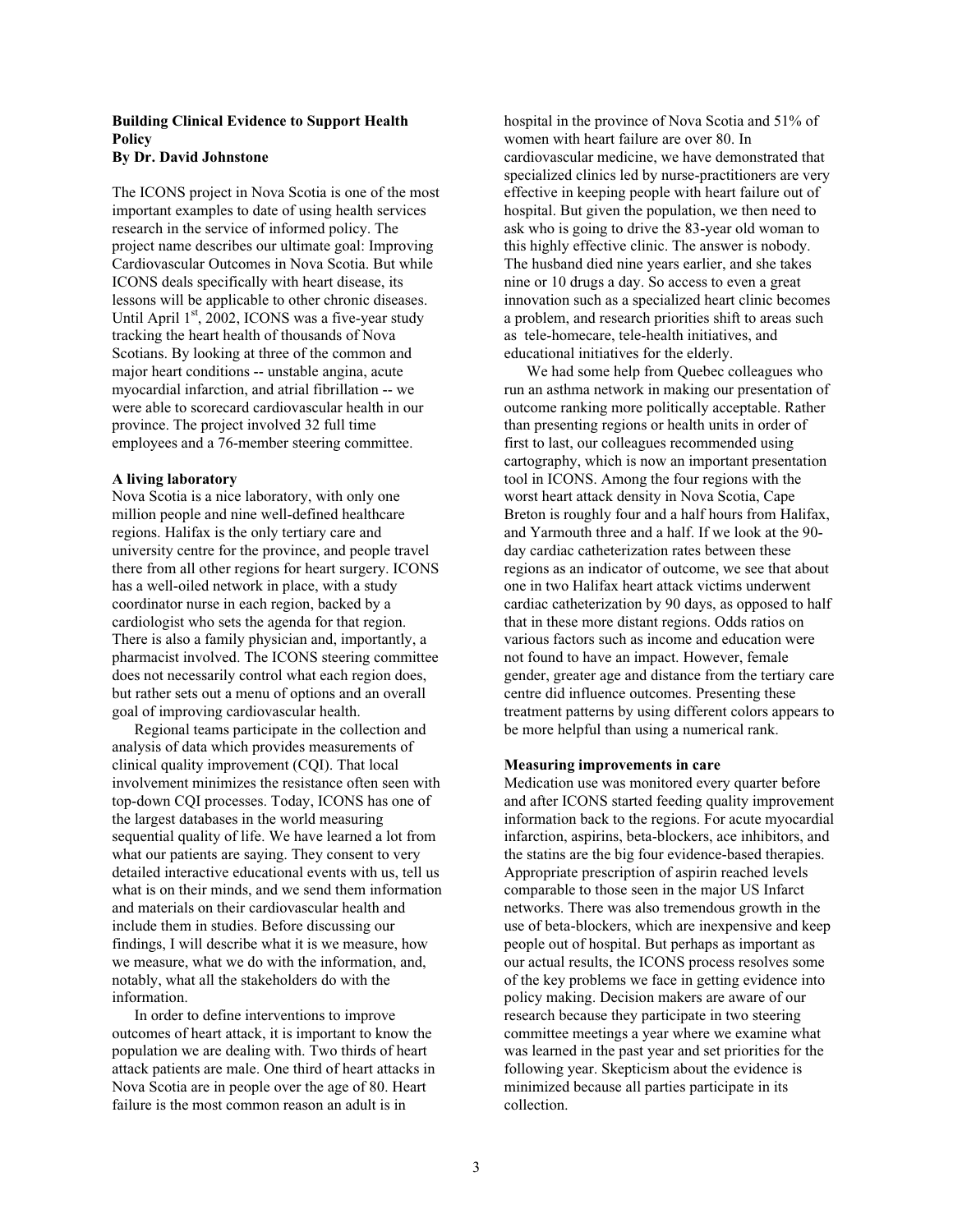**Building Clinical Evidence to Support Health Policy**
**By Dr. David Johnstone**

The ICONS project in Nova Scotia is one of the most important examples to date of using health services research in the service of informed policy. The project name describes our ultimate goal: Improving Cardiovascular Outcomes in Nova Scotia. But while ICONS deals specifically with heart disease, its lessons will be applicable to other chronic diseases. Until April 1st, 2002, ICONS was a five-year study tracking the heart health of thousands of Nova Scotians. By looking at three of the common and major heart conditions -- unstable angina, acute myocardial infarction, and atrial fibrillation -- we were able to scorecard cardiovascular health in our province. The project involved 32 full time employees and a 76-member steering committee.

**A living laboratory**

Nova Scotia is a nice laboratory, with only one million people and nine well-defined healthcare regions. Halifax is the only tertiary care and university centre for the province, and people travel there from all other regions for heart surgery. ICONS has a well-oiled network in place, with a study coordinator nurse in each region, backed by a cardiologist who sets the agenda for that region. There is also a family physician and, importantly, a pharmacist involved. The ICONS steering committee does not necessarily control what each region does, but rather sets out a menu of options and an overall goal of improving cardiovascular health.

Regional teams participate in the collection and analysis of data which provides measurements of clinical quality improvement (CQI). That local involvement minimizes the resistance often seen with top-down CQI processes. Today, ICONS has one of the largest databases in the world measuring sequential quality of life. We have learned a lot from what our patients are saying. They consent to very detailed interactive educational events with us, tell us what is on their minds, and we send them information and materials on their cardiovascular health and include them in studies. Before discussing our findings, I will describe what it is we measure, how we measure, what we do with the information, and, notably, what all the stakeholders do with the information.

In order to define interventions to improve outcomes of heart attack, it is important to know the population we are dealing with. Two thirds of heart attack patients are male. One third of heart attacks in Nova Scotia are in people over the age of 80. Heart failure is the most common reason an adult is in hospital in the province of Nova Scotia and 51% of women with heart failure are over 80. In cardiovascular medicine, we have demonstrated that specialized clinics led by nurse-practitioners are very effective in keeping people with heart failure out of hospital. But given the population, we then need to ask who is going to drive the 83-year old woman to this highly effective clinic. The answer is nobody. The husband died nine years earlier, and she takes nine or 10 drugs a day. So access to even a great innovation such as a specialized heart clinic becomes a problem, and research priorities shift to areas such as tele-homecare, tele-health initiatives, and educational initiatives for the elderly.

We had some help from Quebec colleagues who run an asthma network in making our presentation of outcome ranking more politically acceptable. Rather than presenting regions or health units in order of first to last, our colleagues recommended using cartography, which is now an important presentation tool in ICONS. Among the four regions with the worst heart attack density in Nova Scotia, Cape Breton is roughly four and a half hours from Halifax, and Yarmouth three and a half. If we look at the 90-day cardiac catheterization rates between these regions as an indicator of outcome, we see that about one in two Halifax heart attack victims underwent cardiac catheterization by 90 days, as opposed to half that in these more distant regions. Odds ratios on various factors such as income and education were not found to have an impact. However, female gender, greater age and distance from the tertiary care centre did influence outcomes. Presenting these treatment patterns by using different colors appears to be more helpful than using a numerical rank.

**Measuring improvements in care**

Medication use was monitored every quarter before and after ICONS started feeding quality improvement information back to the regions. For acute myocardial infarction, aspirins, beta-blockers, ace inhibitors, and the statins are the big four evidence-based therapies. Appropriate prescription of aspirin reached levels comparable to those seen in the major US Infarct networks. There was also tremendous growth in the use of beta-blockers, which are inexpensive and keep people out of hospital. But perhaps as important as our actual results, the ICONS process resolves some of the key problems we face in getting evidence into policy making. Decision makers are aware of our research because they participate in two steering committee meetings a year where we examine what was learned in the past year and set priorities for the following year. Skepticism about the evidence is minimized because all parties participate in its collection.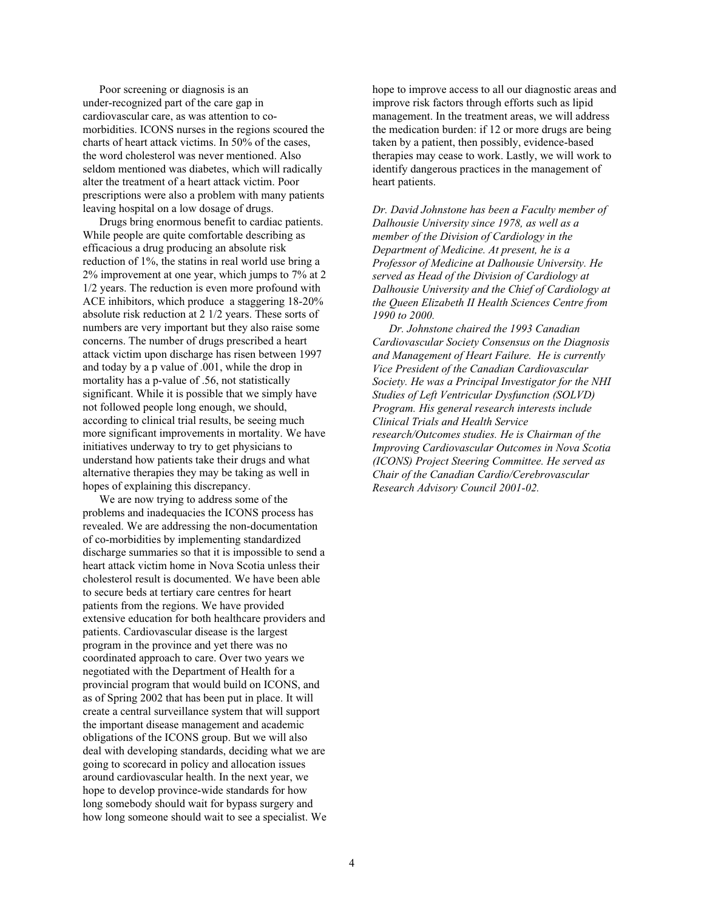Poor screening or diagnosis is an under-recognized part of the care gap in cardiovascular care, as was attention to co-morbidities. ICONS nurses in the regions scoured the charts of heart attack victims. In 50% of the cases, the word cholesterol was never mentioned. Also seldom mentioned was diabetes, which will radically alter the treatment of a heart attack victim. Poor prescriptions were also a problem with many patients leaving hospital on a low dosage of drugs.

Drugs bring enormous benefit to cardiac patients. While people are quite comfortable describing as efficacious a drug producing an absolute risk reduction of 1%, the statins in real world use bring a 2% improvement at one year, which jumps to 7% at 2 1/2 years. The reduction is even more profound with ACE inhibitors, which produce a staggering 18-20% absolute risk reduction at 2 1/2 years. These sorts of numbers are very important but they also raise some concerns. The number of drugs prescribed a heart attack victim upon discharge has risen between 1997 and today by a p value of .001, while the drop in mortality has a p-value of .56, not statistically significant. While it is possible that we simply have not followed people long enough, we should, according to clinical trial results, be seeing much more significant improvements in mortality. We have initiatives underway to try to get physicians to understand how patients take their drugs and what alternative therapies they may be taking as well in hopes of explaining this discrepancy.

We are now trying to address some of the problems and inadequacies the ICONS process has revealed. We are addressing the non-documentation of co-morbidities by implementing standardized discharge summaries so that it is impossible to send a heart attack victim home in Nova Scotia unless their cholesterol result is documented. We have been able to secure beds at tertiary care centres for heart patients from the regions. We have provided extensive education for both healthcare providers and patients. Cardiovascular disease is the largest program in the province and yet there was no coordinated approach to care. Over two years we negotiated with the Department of Health for a provincial program that would build on ICONS, and as of Spring 2002 that has been put in place. It will create a central surveillance system that will support the important disease management and academic obligations of the ICONS group. But we will also deal with developing standards, deciding what we are going to scorecard in policy and allocation issues around cardiovascular health. In the next year, we hope to develop province-wide standards for how long somebody should wait for bypass surgery and how long someone should wait to see a specialist. We hope to improve access to all our diagnostic areas and improve risk factors through efforts such as lipid management. In the treatment areas, we will address the medication burden: if 12 or more drugs are being taken by a patient, then possibly, evidence-based therapies may cease to work. Lastly, we will work to identify dangerous practices in the management of heart patients.

*Dr. David Johnstone has been a Faculty member of Dalhousie University since 1978, as well as a member of the Division of Cardiology in the Department of Medicine. At present, he is a Professor of Medicine at Dalhousie University. He served as Head of the Division of Cardiology at Dalhousie University and the Chief of Cardiology at the Queen Elizabeth II Health Sciences Centre from 1990 to 2000.*

*Dr. Johnstone chaired the 1993 Canadian Cardiovascular Society Consensus on the Diagnosis and Management of Heart Failure. He is currently Vice President of the Canadian Cardiovascular Society. He was a Principal Investigator for the NHI Studies of Left Ventricular Dysfunction (SOLVD) Program. His general research interests include Clinical Trials and Health Service research/Outcomes studies. He is Chairman of the Improving Cardiovascular Outcomes in Nova Scotia (ICONS) Project Steering Committee. He served as Chair of the Canadian Cardio/Cerebrovascular Research Advisory Council 2001-02.*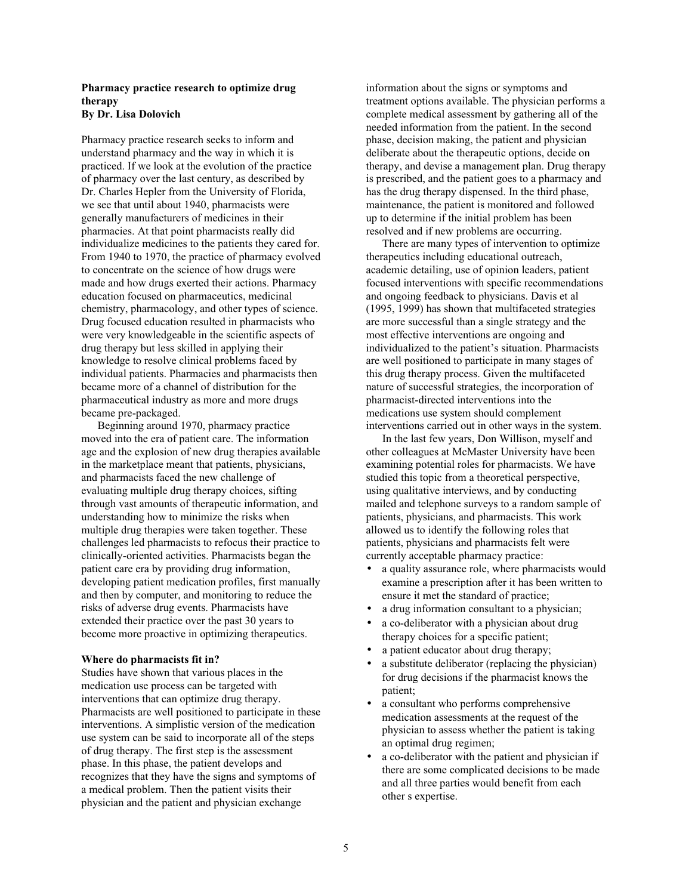**Pharmacy practice research to optimize drug therapy**
**By Dr. Lisa Dolovich**

Pharmacy practice research seeks to inform and understand pharmacy and the way in which it is practiced. If we look at the evolution of the practice of pharmacy over the last century, as described by Dr. Charles Hepler from the University of Florida, we see that until about 1940, pharmacists were generally manufacturers of medicines in their pharmacies. At that point pharmacists really did individualize medicines to the patients they cared for. From 1940 to 1970, the practice of pharmacy evolved to concentrate on the science of how drugs were made and how drugs exerted their actions. Pharmacy education focused on pharmaceutics, medicinal chemistry, pharmacology, and other types of science. Drug focused education resulted in pharmacists who were very knowledgeable in the scientific aspects of drug therapy but less skilled in applying their knowledge to resolve clinical problems faced by individual patients. Pharmacies and pharmacists then became more of a channel of distribution for the pharmaceutical industry as more and more drugs became pre-packaged.

Beginning around 1970, pharmacy practice moved into the era of patient care. The information age and the explosion of new drug therapies available in the marketplace meant that patients, physicians, and pharmacists faced the new challenge of evaluating multiple drug therapy choices, sifting through vast amounts of therapeutic information, and understanding how to minimize the risks when multiple drug therapies were taken together. These challenges led pharmacists to refocus their practice to clinically-oriented activities. Pharmacists began the patient care era by providing drug information, developing patient medication profiles, first manually and then by computer, and monitoring to reduce the risks of adverse drug events. Pharmacists have extended their practice over the past 30 years to become more proactive in optimizing therapeutics.

**Where do pharmacists fit in?**

Studies have shown that various places in the medication use process can be targeted with interventions that can optimize drug therapy. Pharmacists are well positioned to participate in these interventions. A simplistic version of the medication use system can be said to incorporate all of the steps of drug therapy. The first step is the assessment phase. In this phase, the patient develops and recognizes that they have the signs and symptoms of a medical problem. Then the patient visits their physician and the patient and physician exchange information about the signs or symptoms and treatment options available. The physician performs a complete medical assessment by gathering all of the needed information from the patient. In the second phase, decision making, the patient and physician deliberate about the therapeutic options, decide on therapy, and devise a management plan. Drug therapy is prescribed, and the patient goes to a pharmacy and has the drug therapy dispensed. In the third phase, maintenance, the patient is monitored and followed up to determine if the initial problem has been resolved and if new problems are occurring.

There are many types of intervention to optimize therapeutics including educational outreach, academic detailing, use of opinion leaders, patient focused interventions with specific recommendations and ongoing feedback to physicians. Davis et al (1995, 1999) has shown that multifaceted strategies are more successful than a single strategy and the most effective interventions are ongoing and individualized to the patient's situation. Pharmacists are well positioned to participate in many stages of this drug therapy process. Given the multifaceted nature of successful strategies, the incorporation of pharmacist-directed interventions into the medications use system should complement interventions carried out in other ways in the system.

In the last few years, Don Willison, myself and other colleagues at McMaster University have been examining potential roles for pharmacists. We have studied this topic from a theoretical perspective, using qualitative interviews, and by conducting mailed and telephone surveys to a random sample of patients, physicians, and pharmacists. This work allowed us to identify the following roles that patients, physicians and pharmacists felt were currently acceptable pharmacy practice:

- a quality assurance role, where pharmacists would examine a prescription after it has been written to ensure it met the standard of practice;
- a drug information consultant to a physician;
- a co-deliberator with a physician about drug therapy choices for a specific patient;
- a patient educator about drug therapy;
- a substitute deliberator (replacing the physician) for drug decisions if the pharmacist knows the patient;
- a consultant who performs comprehensive medication assessments at the request of the physician to assess whether the patient is taking an optimal drug regimen;
- a co-deliberator with the patient and physician if there are some complicated decisions to be made and all three parties would benefit from each other s expertise.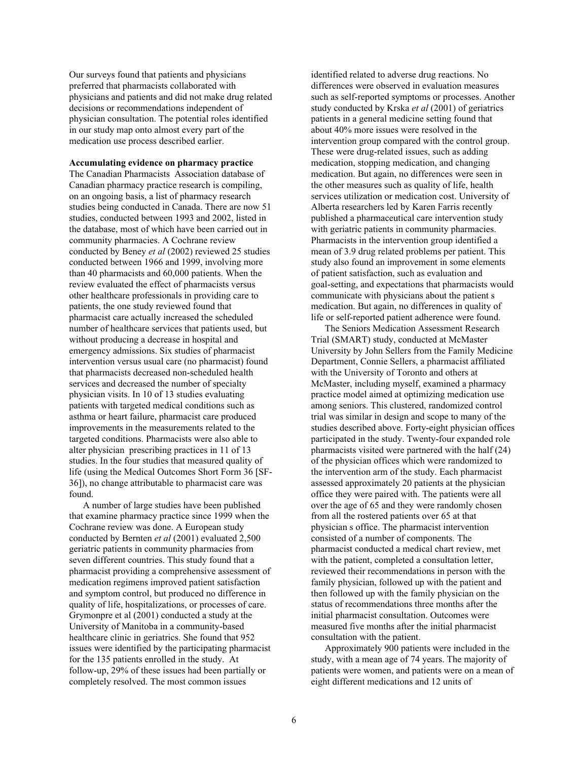Our surveys found that patients and physicians preferred that pharmacists collaborated with physicians and patients and did not make drug related decisions or recommendations independent of physician consultation. The potential roles identified in our study map onto almost every part of the medication use process described earlier.

**Accumulating evidence on pharmacy practice**

The Canadian Pharmacists Association database of Canadian pharmacy practice research is compiling, on an ongoing basis, a list of pharmacy research studies being conducted in Canada. There are now 51 studies, conducted between 1993 and 2002, listed in the database, most of which have been carried out in community pharmacies. A Cochrane review conducted by Beney *et al* (2002) reviewed 25 studies conducted between 1966 and 1999, involving more than 40 pharmacists and 60,000 patients. When the review evaluated the effect of pharmacists versus other healthcare professionals in providing care to patients, the one study reviewed found that pharmacist care actually increased the scheduled number of healthcare services that patients used, but without producing a decrease in hospital and emergency admissions. Six studies of pharmacist intervention versus usual care (no pharmacist) found that pharmacists decreased non-scheduled health services and decreased the number of specialty physician visits. In 10 of 13 studies evaluating patients with targeted medical conditions such as asthma or heart failure, pharmacist care produced improvements in the measurements related to the targeted conditions. Pharmacists were also able to alter physician prescribing practices in 11 of 13 studies. In the four studies that measured quality of life (using the Medical Outcomes Short Form 36 [SF-36]), no change attributable to pharmacist care was found.

A number of large studies have been published that examine pharmacy practice since 1999 when the Cochrane review was done. A European study conducted by Bernten *et al* (2001) evaluated 2,500 geriatric patients in community pharmacies from seven different countries. This study found that a pharmacist providing a comprehensive assessment of medication regimens improved patient satisfaction and symptom control, but produced no difference in quality of life, hospitalizations, or processes of care. Grymonpre et al (2001) conducted a study at the University of Manitoba in a community-based healthcare clinic in geriatrics. She found that 952 issues were identified by the participating pharmacist for the 135 patients enrolled in the study. At follow-up, 29% of these issues had been partially or completely resolved. The most common issues identified related to adverse drug reactions. No differences were observed in evaluation measures such as self-reported symptoms or processes. Another study conducted by Krska *et al* (2001) of geriatrics patients in a general medicine setting found that about 40% more issues were resolved in the intervention group compared with the control group. These were drug-related issues, such as adding medication, stopping medication, and changing medication. But again, no differences were seen in the other measures such as quality of life, health services utilization or medication cost. University of Alberta researchers led by Karen Farris recently published a pharmaceutical care intervention study with geriatric patients in community pharmacies. Pharmacists in the intervention group identified a mean of 3.9 drug related problems per patient. This study also found an improvement in some elements of patient satisfaction, such as evaluation and goal-setting, and expectations that pharmacists would communicate with physicians about the patient s medication. But again, no differences in quality of life or self-reported patient adherence were found.

The Seniors Medication Assessment Research Trial (SMART) study, conducted at McMaster University by John Sellers from the Family Medicine Department, Connie Sellers, a pharmacist affiliated with the University of Toronto and others at McMaster, including myself, examined a pharmacy practice model aimed at optimizing medication use among seniors. This clustered, randomized control trial was similar in design and scope to many of the studies described above. Forty-eight physician offices participated in the study. Twenty-four expanded role pharmacists visited were partnered with the half (24) of the physician offices which were randomized to the intervention arm of the study. Each pharmacist assessed approximately 20 patients at the physician office they were paired with. The patients were all over the age of 65 and they were randomly chosen from all the rostered patients over 65 at that physician s office. The pharmacist intervention consisted of a number of components. The pharmacist conducted a medical chart review, met with the patient, completed a consultation letter, reviewed their recommendations in person with the family physician, followed up with the patient and then followed up with the family physician on the status of recommendations three months after the initial pharmacist consultation. Outcomes were measured five months after the initial pharmacist consultation with the patient.

Approximately 900 patients were included in the study, with a mean age of 74 years. The majority of patients were women, and patients were on a mean of eight different medications and 12 units of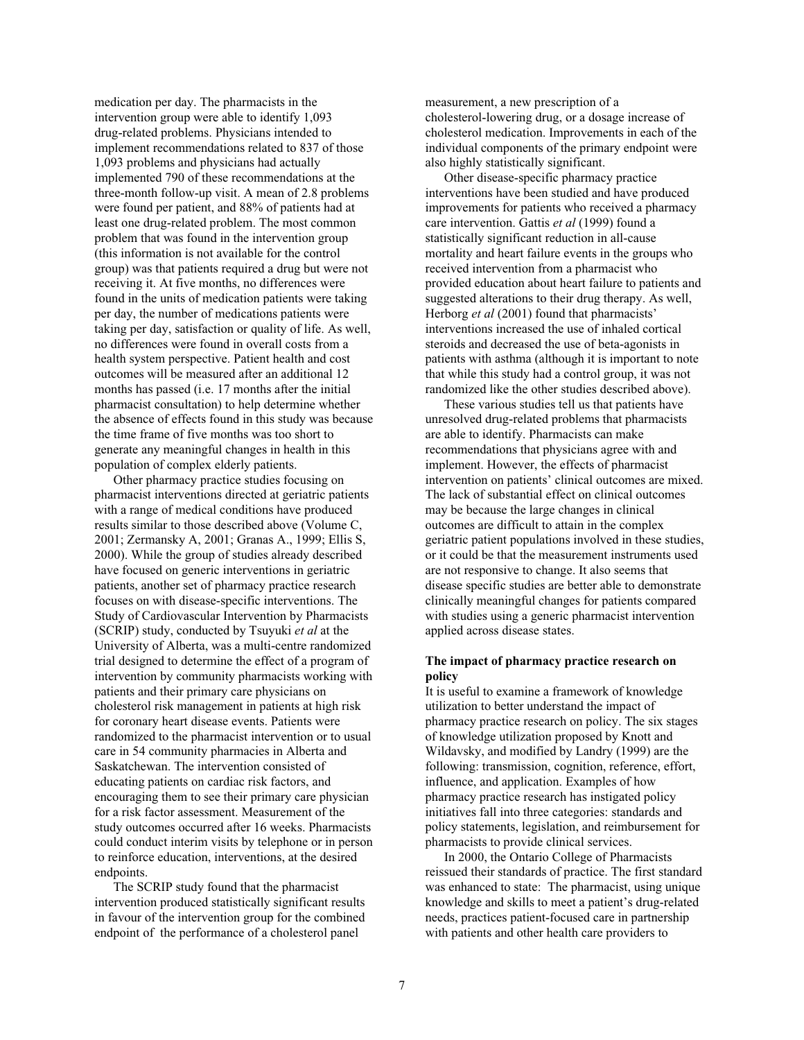medication per day. The pharmacists in the intervention group were able to identify 1,093 drug-related problems. Physicians intended to implement recommendations related to 837 of those 1,093 problems and physicians had actually implemented 790 of these recommendations at the three-month follow-up visit. A mean of 2.8 problems were found per patient, and 88% of patients had at least one drug-related problem. The most common problem that was found in the intervention group (this information is not available for the control group) was that patients required a drug but were not receiving it. At five months, no differences were found in the units of medication patients were taking per day, the number of medications patients were taking per day, satisfaction or quality of life. As well, no differences were found in overall costs from a health system perspective. Patient health and cost outcomes will be measured after an additional 12 months has passed (i.e. 17 months after the initial pharmacist consultation) to help determine whether the absence of effects found in this study was because the time frame of five months was too short to generate any meaningful changes in health in this population of complex elderly patients.

Other pharmacy practice studies focusing on pharmacist interventions directed at geriatric patients with a range of medical conditions have produced results similar to those described above (Volume C, 2001; Zermansky A, 2001; Granas A., 1999; Ellis S, 2000). While the group of studies already described have focused on generic interventions in geriatric patients, another set of pharmacy practice research focuses on with disease-specific interventions. The Study of Cardiovascular Intervention by Pharmacists (SCRIP) study, conducted by Tsuyuki *et al* at the University of Alberta, was a multi-centre randomized trial designed to determine the effect of a program of intervention by community pharmacists working with patients and their primary care physicians on cholesterol risk management in patients at high risk for coronary heart disease events. Patients were randomized to the pharmacist intervention or to usual care in 54 community pharmacies in Alberta and Saskatchewan. The intervention consisted of educating patients on cardiac risk factors, and encouraging them to see their primary care physician for a risk factor assessment. Measurement of the study outcomes occurred after 16 weeks. Pharmacists could conduct interim visits by telephone or in person to reinforce education, interventions, at the desired endpoints.

The SCRIP study found that the pharmacist intervention produced statistically significant results in favour of the intervention group for the combined endpoint of the performance of a cholesterol panel measurement, a new prescription of a cholesterol-lowering drug, or a dosage increase of cholesterol medication. Improvements in each of the individual components of the primary endpoint were also highly statistically significant.

Other disease-specific pharmacy practice interventions have been studied and have produced improvements for patients who received a pharmacy care intervention. Gattis *et al* (1999) found a statistically significant reduction in all-cause mortality and heart failure events in the groups who received intervention from a pharmacist who provided education about heart failure to patients and suggested alterations to their drug therapy. As well, Herborg *et al* (2001) found that pharmacists' interventions increased the use of inhaled cortical steroids and decreased the use of beta-agonists in patients with asthma (although it is important to note that while this study had a control group, it was not randomized like the other studies described above).

These various studies tell us that patients have unresolved drug-related problems that pharmacists are able to identify. Pharmacists can make recommendations that physicians agree with and implement. However, the effects of pharmacist intervention on patients' clinical outcomes are mixed. The lack of substantial effect on clinical outcomes may be because the large changes in clinical outcomes are difficult to attain in the complex geriatric patient populations involved in these studies, or it could be that the measurement instruments used are not responsive to change. It also seems that disease specific studies are better able to demonstrate clinically meaningful changes for patients compared with studies using a generic pharmacist intervention applied across disease states.

**The impact of pharmacy practice research on policy**

It is useful to examine a framework of knowledge utilization to better understand the impact of pharmacy practice research on policy. The six stages of knowledge utilization proposed by Knott and Wildavsky, and modified by Landry (1999) are the following: transmission, cognition, reference, effort, influence, and application. Examples of how pharmacy practice research has instigated policy initiatives fall into three categories: standards and policy statements, legislation, and reimbursement for pharmacists to provide clinical services.

In 2000, the Ontario College of Pharmacists reissued their standards of practice. The first standard was enhanced to state: The pharmacist, using unique knowledge and skills to meet a patient's drug-related needs, practices patient-focused care in partnership with patients and other health care providers to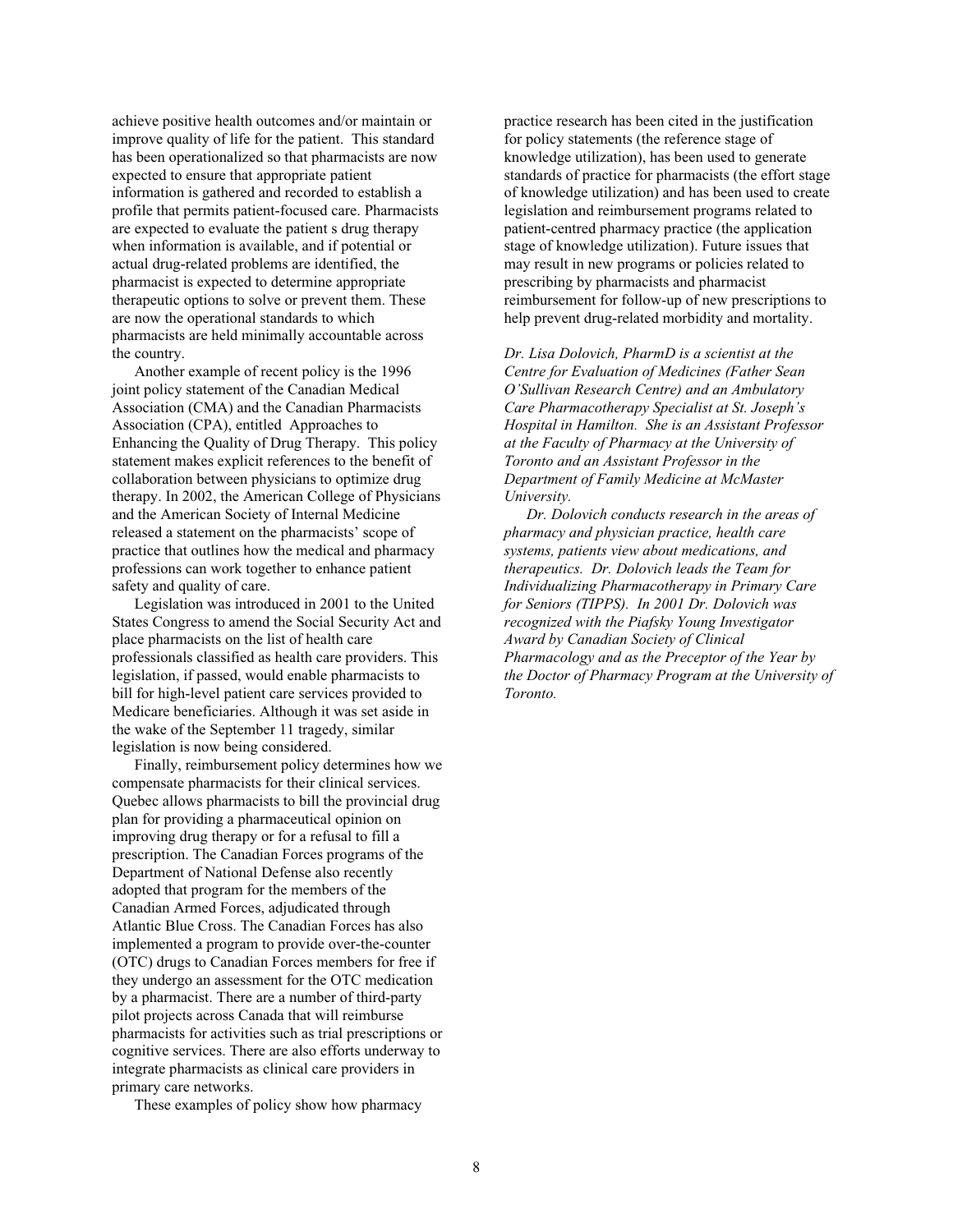achieve positive health outcomes and/or maintain or improve quality of life for the patient. This standard has been operationalized so that pharmacists are now expected to ensure that appropriate patient information is gathered and recorded to establish a profile that permits patient-focused care. Pharmacists are expected to evaluate the patient s drug therapy when information is available, and if potential or actual drug-related problems are identified, the pharmacist is expected to determine appropriate therapeutic options to solve or prevent them. These are now the operational standards to which pharmacists are held minimally accountable across the country.

Another example of recent policy is the 1996 joint policy statement of the Canadian Medical Association (CMA) and the Canadian Pharmacists Association (CPA), entitled Approaches to Enhancing the Quality of Drug Therapy. This policy statement makes explicit references to the benefit of collaboration between physicians to optimize drug therapy. In 2002, the American College of Physicians and the American Society of Internal Medicine released a statement on the pharmacists' scope of practice that outlines how the medical and pharmacy professions can work together to enhance patient safety and quality of care.

Legislation was introduced in 2001 to the United States Congress to amend the Social Security Act and place pharmacists on the list of health care professionals classified as health care providers. This legislation, if passed, would enable pharmacists to bill for high-level patient care services provided to Medicare beneficiaries. Although it was set aside in the wake of the September 11 tragedy, similar legislation is now being considered.

Finally, reimbursement policy determines how we compensate pharmacists for their clinical services. Quebec allows pharmacists to bill the provincial drug plan for providing a pharmaceutical opinion on improving drug therapy or for a refusal to fill a prescription. The Canadian Forces programs of the Department of National Defense also recently adopted that program for the members of the Canadian Armed Forces, adjudicated through Atlantic Blue Cross. The Canadian Forces has also implemented a program to provide over-the-counter (OTC) drugs to Canadian Forces members for free if they undergo an assessment for the OTC medication by a pharmacist. There are a number of third-party pilot projects across Canada that will reimburse pharmacists for activities such as trial prescriptions or cognitive services. There are also efforts underway to integrate pharmacists as clinical care providers in primary care networks.

These examples of policy show how pharmacy practice research has been cited in the justification for policy statements (the reference stage of knowledge utilization), has been used to generate standards of practice for pharmacists (the effort stage of knowledge utilization) and has been used to create legislation and reimbursement programs related to patient-centred pharmacy practice (the application stage of knowledge utilization). Future issues that may result in new programs or policies related to prescribing by pharmacists and pharmacist reimbursement for follow-up of new prescriptions to help prevent drug-related morbidity and mortality.

*Dr. Lisa Dolovich, PharmD is a scientist at the Centre for Evaluation of Medicines (Father Sean O'Sullivan Research Centre) and an Ambulatory Care Pharmacotherapy Specialist at St. Joseph's Hospital in Hamilton. She is an Assistant Professor at the Faculty of Pharmacy at the University of Toronto and an Assistant Professor in the Department of Family Medicine at McMaster University.*

*Dr. Dolovich conducts research in the areas of pharmacy and physician practice, health care systems, patients view about medications, and therapeutics. Dr. Dolovich leads the Team for Individualizing Pharmacotherapy in Primary Care for Seniors (TIPPS). In 2001 Dr. Dolovich was recognized with the Piafsky Young Investigator Award by Canadian Society of Clinical Pharmacology and as the Preceptor of the Year by the Doctor of Pharmacy Program at the University of Toronto.*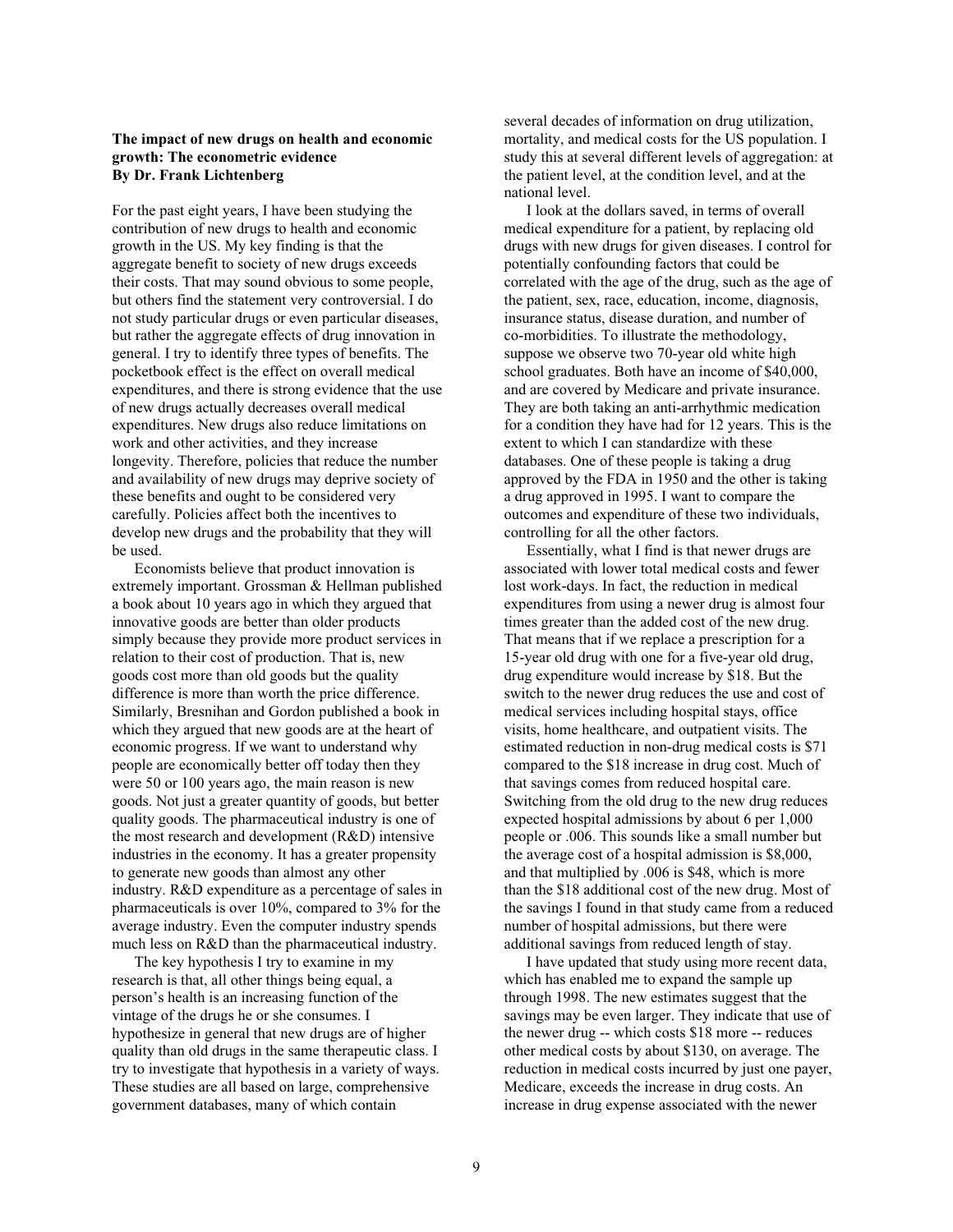**The impact of new drugs on health and economic growth: The econometric evidence**
**By Dr. Frank Lichtenberg**

For the past eight years, I have been studying the contribution of new drugs to health and economic growth in the US. My key finding is that the aggregate benefit to society of new drugs exceeds their costs. That may sound obvious to some people, but others find the statement very controversial. I do not study particular drugs or even particular diseases, but rather the aggregate effects of drug innovation in general. I try to identify three types of benefits. The pocketbook effect is the effect on overall medical expenditures, and there is strong evidence that the use of new drugs actually decreases overall medical expenditures. New drugs also reduce limitations on work and other activities, and they increase longevity. Therefore, policies that reduce the number and availability of new drugs may deprive society of these benefits and ought to be considered very carefully. Policies affect both the incentives to develop new drugs and the probability that they will be used.

Economists believe that product innovation is extremely important. Grossman & Hellman published a book about 10 years ago in which they argued that innovative goods are better than older products simply because they provide more product services in relation to their cost of production. That is, new goods cost more than old goods but the quality difference is more than worth the price difference. Similarly, Bresnihan and Gordon published a book in which they argued that new goods are at the heart of economic progress. If we want to understand why people are economically better off today then they were 50 or 100 years ago, the main reason is new goods. Not just a greater quantity of goods, but better quality goods. The pharmaceutical industry is one of the most research and development (R&D) intensive industries in the economy. It has a greater propensity to generate new goods than almost any other industry. R&D expenditure as a percentage of sales in pharmaceuticals is over 10%, compared to 3% for the average industry. Even the computer industry spends much less on R&D than the pharmaceutical industry.

The key hypothesis I try to examine in my research is that, all other things being equal, a person's health is an increasing function of the vintage of the drugs he or she consumes. I hypothesize in general that new drugs are of higher quality than old drugs in the same therapeutic class. I try to investigate that hypothesis in a variety of ways. These studies are all based on large, comprehensive government databases, many of which contain several decades of information on drug utilization, mortality, and medical costs for the US population. I study this at several different levels of aggregation: at the patient level, at the condition level, and at the national level.

I look at the dollars saved, in terms of overall medical expenditure for a patient, by replacing old drugs with new drugs for given diseases. I control for potentially confounding factors that could be correlated with the age of the drug, such as the age of the patient, sex, race, education, income, diagnosis, insurance status, disease duration, and number of co-morbidities. To illustrate the methodology, suppose we observe two 70-year old white high school graduates. Both have an income of $40,000, and are covered by Medicare and private insurance. They are both taking an anti-arrhythmic medication for a condition they have had for 12 years. This is the extent to which I can standardize with these databases. One of these people is taking a drug approved by the FDA in 1950 and the other is taking a drug approved in 1995. I want to compare the outcomes and expenditure of these two individuals, controlling for all the other factors.

Essentially, what I find is that newer drugs are associated with lower total medical costs and fewer lost work-days. In fact, the reduction in medical expenditures from using a newer drug is almost four times greater than the added cost of the new drug. That means that if we replace a prescription for a 15-year old drug with one for a five-year old drug, drug expenditure would increase by $18. But the switch to the newer drug reduces the use and cost of medical services including hospital stays, office visits, home healthcare, and outpatient visits. The estimated reduction in non-drug medical costs is $71 compared to the $18 increase in drug cost. Much of that savings comes from reduced hospital care. Switching from the old drug to the new drug reduces expected hospital admissions by about 6 per 1,000 people or .006. This sounds like a small number but the average cost of a hospital admission is $8,000, and that multiplied by .006 is $48, which is more than the $18 additional cost of the new drug. Most of the savings I found in that study came from a reduced number of hospital admissions, but there were additional savings from reduced length of stay.

I have updated that study using more recent data, which has enabled me to expand the sample up through 1998. The new estimates suggest that the savings may be even larger. They indicate that use of the newer drug -- which costs $18 more -- reduces other medical costs by about $130, on average. The reduction in medical costs incurred by just one payer, Medicare, exceeds the increase in drug costs. An increase in drug expense associated with the newer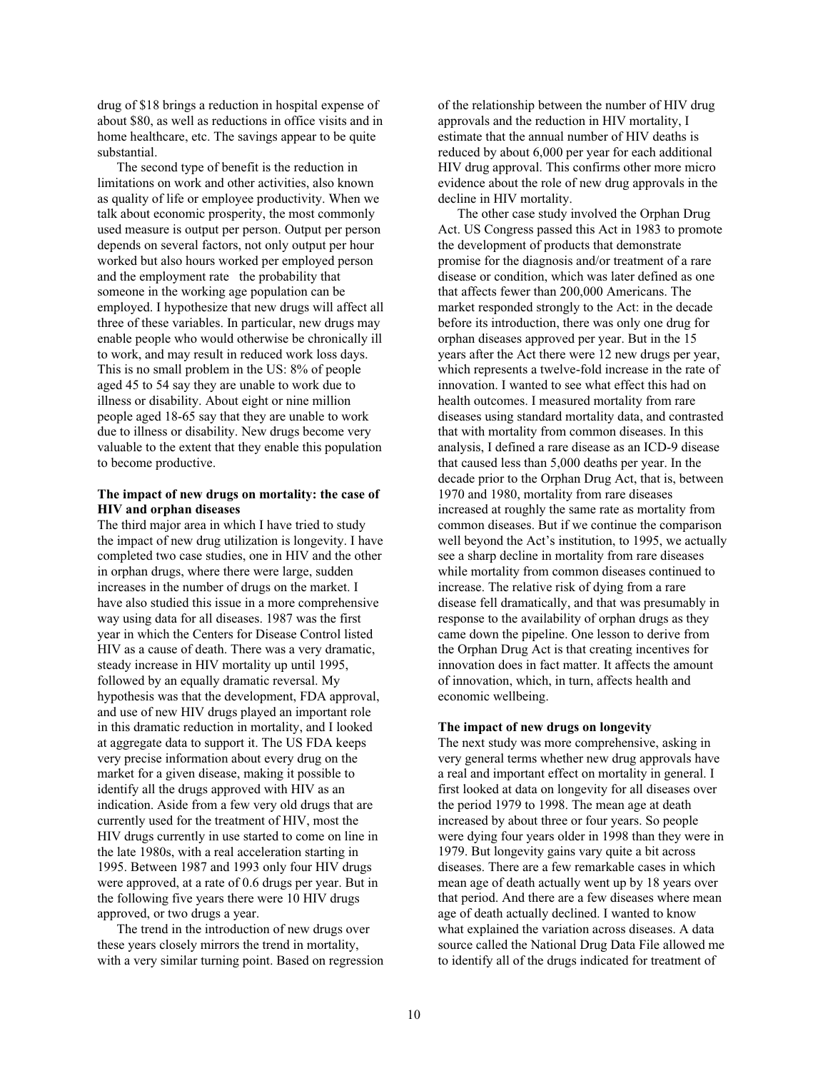drug of $18 brings a reduction in hospital expense of about $80, as well as reductions in office visits and in home healthcare, etc. The savings appear to be quite substantial.

The second type of benefit is the reduction in limitations on work and other activities, also known as quality of life or employee productivity. When we talk about economic prosperity, the most commonly used measure is output per person. Output per person depends on several factors, not only output per hour worked but also hours worked per employed person and the employment rate the probability that someone in the working age population can be employed. I hypothesize that new drugs will affect all three of these variables. In particular, new drugs may enable people who would otherwise be chronically ill to work, and may result in reduced work loss days. This is no small problem in the US: 8% of people aged 45 to 54 say they are unable to work due to illness or disability. About eight or nine million people aged 18-65 say that they are unable to work due to illness or disability. New drugs become very valuable to the extent that they enable this population to become productive.

### The impact of new drugs on mortality: the case of HIV and orphan diseases

The third major area in which I have tried to study the impact of new drug utilization is longevity. I have completed two case studies, one in HIV and the other in orphan drugs, where there were large, sudden increases in the number of drugs on the market. I have also studied this issue in a more comprehensive way using data for all diseases. 1987 was the first year in which the Centers for Disease Control listed HIV as a cause of death. There was a very dramatic, steady increase in HIV mortality up until 1995, followed by an equally dramatic reversal. My hypothesis was that the development, FDA approval, and use of new HIV drugs played an important role in this dramatic reduction in mortality, and I looked at aggregate data to support it. The US FDA keeps very precise information about every drug on the market for a given disease, making it possible to identify all the drugs approved with HIV as an indication. Aside from a few very old drugs that are currently used for the treatment of HIV, most the HIV drugs currently in use started to come on line in the late 1980s, with a real acceleration starting in 1995. Between 1987 and 1993 only four HIV drugs were approved, at a rate of 0.6 drugs per year. But in the following five years there were 10 HIV drugs approved, or two drugs a year.

The trend in the introduction of new drugs over these years closely mirrors the trend in mortality, with a very similar turning point. Based on regression of the relationship between the number of HIV drug approvals and the reduction in HIV mortality, I estimate that the annual number of HIV deaths is reduced by about 6,000 per year for each additional HIV drug approval. This confirms other more micro evidence about the role of new drug approvals in the decline in HIV mortality.

The other case study involved the Orphan Drug Act. US Congress passed this Act in 1983 to promote the development of products that demonstrate promise for the diagnosis and/or treatment of a rare disease or condition, which was later defined as one that affects fewer than 200,000 Americans. The market responded strongly to the Act: in the decade before its introduction, there was only one drug for orphan diseases approved per year. But in the 15 years after the Act there were 12 new drugs per year, which represents a twelve-fold increase in the rate of innovation. I wanted to see what effect this had on health outcomes. I measured mortality from rare diseases using standard mortality data, and contrasted that with mortality from common diseases. In this analysis, I defined a rare disease as an ICD-9 disease that caused less than 5,000 deaths per year. In the decade prior to the Orphan Drug Act, that is, between 1970 and 1980, mortality from rare diseases increased at roughly the same rate as mortality from common diseases. But if we continue the comparison well beyond the Act's institution, to 1995, we actually see a sharp decline in mortality from rare diseases while mortality from common diseases continued to increase. The relative risk of dying from a rare disease fell dramatically, and that was presumably in response to the availability of orphan drugs as they came down the pipeline. One lesson to derive from the Orphan Drug Act is that creating incentives for innovation does in fact matter. It affects the amount of innovation, which, in turn, affects health and economic wellbeing.

### The impact of new drugs on longevity

The next study was more comprehensive, asking in very general terms whether new drug approvals have a real and important effect on mortality in general. I first looked at data on longevity for all diseases over the period 1979 to 1998. The mean age at death increased by about three or four years. So people were dying four years older in 1998 than they were in 1979. But longevity gains vary quite a bit across diseases. There are a few remarkable cases in which mean age of death actually went up by 18 years over that period. And there are a few diseases where mean age of death actually declined. I wanted to know what explained the variation across diseases. A data source called the National Drug Data File allowed me to identify all of the drugs indicated for treatment of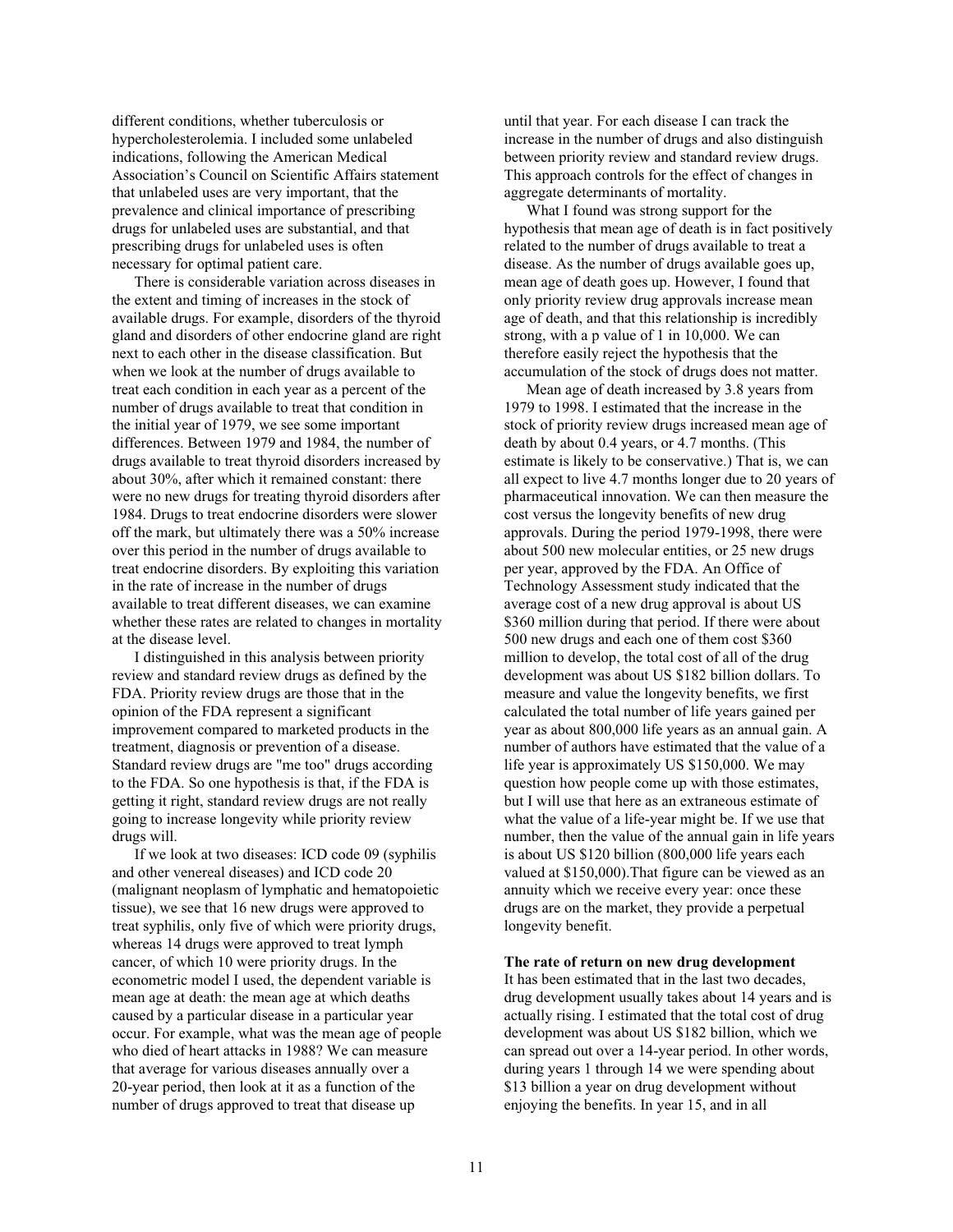different conditions, whether tuberculosis or hypercholesterolemia. I included some unlabeled indications, following the American Medical Association's Council on Scientific Affairs statement that unlabeled uses are very important, that the prevalence and clinical importance of prescribing drugs for unlabeled uses are substantial, and that prescribing drugs for unlabeled uses is often necessary for optimal patient care.

There is considerable variation across diseases in the extent and timing of increases in the stock of available drugs. For example, disorders of the thyroid gland and disorders of other endocrine gland are right next to each other in the disease classification. But when we look at the number of drugs available to treat each condition in each year as a percent of the number of drugs available to treat that condition in the initial year of 1979, we see some important differences. Between 1979 and 1984, the number of drugs available to treat thyroid disorders increased by about 30%, after which it remained constant: there were no new drugs for treating thyroid disorders after 1984. Drugs to treat endocrine disorders were slower off the mark, but ultimately there was a 50% increase over this period in the number of drugs available to treat endocrine disorders. By exploiting this variation in the rate of increase in the number of drugs available to treat different diseases, we can examine whether these rates are related to changes in mortality at the disease level.

I distinguished in this analysis between priority review and standard review drugs as defined by the FDA. Priority review drugs are those that in the opinion of the FDA represent a significant improvement compared to marketed products in the treatment, diagnosis or prevention of a disease. Standard review drugs are "me too" drugs according to the FDA. So one hypothesis is that, if the FDA is getting it right, standard review drugs are not really going to increase longevity while priority review drugs will.

If we look at two diseases: ICD code 09 (syphilis and other venereal diseases) and ICD code 20 (malignant neoplasm of lymphatic and hematopoietic tissue), we see that 16 new drugs were approved to treat syphilis, only five of which were priority drugs, whereas 14 drugs were approved to treat lymph cancer, of which 10 were priority drugs. In the econometric model I used, the dependent variable is mean age at death: the mean age at which deaths caused by a particular disease in a particular year occur. For example, what was the mean age of people who died of heart attacks in 1988? We can measure that average for various diseases annually over a 20-year period, then look at it as a function of the number of drugs approved to treat that disease up until that year. For each disease I can track the increase in the number of drugs and also distinguish between priority review and standard review drugs. This approach controls for the effect of changes in aggregate determinants of mortality.

What I found was strong support for the hypothesis that mean age of death is in fact positively related to the number of drugs available to treat a disease. As the number of drugs available goes up, mean age of death goes up. However, I found that only priority review drug approvals increase mean age of death, and that this relationship is incredibly strong, with a p value of 1 in 10,000. We can therefore easily reject the hypothesis that the accumulation of the stock of drugs does not matter.

Mean age of death increased by 3.8 years from 1979 to 1998. I estimated that the increase in the stock of priority review drugs increased mean age of death by about 0.4 years, or 4.7 months. (This estimate is likely to be conservative.) That is, we can all expect to live 4.7 months longer due to 20 years of pharmaceutical innovation. We can then measure the cost versus the longevity benefits of new drug approvals. During the period 1979-1998, there were about 500 new molecular entities, or 25 new drugs per year, approved by the FDA. An Office of Technology Assessment study indicated that the average cost of a new drug approval is about US \$360 million during that period. If there were about 500 new drugs and each one of them cost \$360 million to develop, the total cost of all of the drug development was about US \$182 billion dollars. To measure and value the longevity benefits, we first calculated the total number of life years gained per year as about 800,000 life years as an annual gain. A number of authors have estimated that the value of a life year is approximately US \$150,000. We may question how people come up with those estimates, but I will use that here as an extraneous estimate of what the value of a life-year might be. If we use that number, then the value of the annual gain in life years is about US \$120 billion (800,000 life years each valued at \$150,000).That figure can be viewed as an annuity which we receive every year: once these drugs are on the market, they provide a perpetual longevity benefit.

**The rate of return on new drug development**

It has been estimated that in the last two decades, drug development usually takes about 14 years and is actually rising. I estimated that the total cost of drug development was about US \$182 billion, which we can spread out over a 14-year period. In other words, during years 1 through 14 we were spending about \$13 billion a year on drug development without enjoying the benefits. In year 15, and in all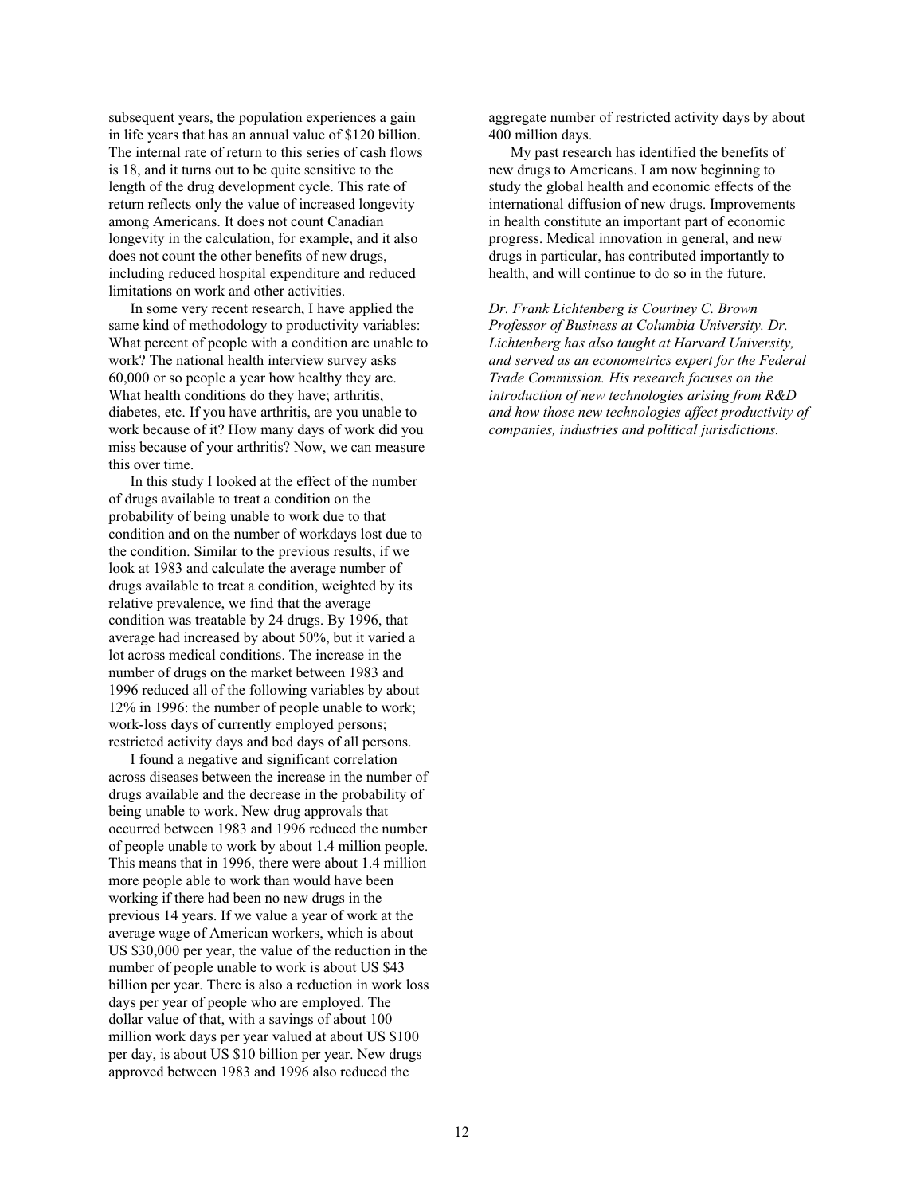subsequent years, the population experiences a gain in life years that has an annual value of $120 billion. The internal rate of return to this series of cash flows is 18, and it turns out to be quite sensitive to the length of the drug development cycle. This rate of return reflects only the value of increased longevity among Americans. It does not count Canadian longevity in the calculation, for example, and it also does not count the other benefits of new drugs, including reduced hospital expenditure and reduced limitations on work and other activities.

In some very recent research, I have applied the same kind of methodology to productivity variables: What percent of people with a condition are unable to work? The national health interview survey asks 60,000 or so people a year how healthy they are. What health conditions do they have; arthritis, diabetes, etc. If you have arthritis, are you unable to work because of it? How many days of work did you miss because of your arthritis? Now, we can measure this over time.

In this study I looked at the effect of the number of drugs available to treat a condition on the probability of being unable to work due to that condition and on the number of workdays lost due to the condition. Similar to the previous results, if we look at 1983 and calculate the average number of drugs available to treat a condition, weighted by its relative prevalence, we find that the average condition was treatable by 24 drugs. By 1996, that average had increased by about 50%, but it varied a lot across medical conditions. The increase in the number of drugs on the market between 1983 and 1996 reduced all of the following variables by about 12% in 1996: the number of people unable to work; work-loss days of currently employed persons; restricted activity days and bed days of all persons.

I found a negative and significant correlation across diseases between the increase in the number of drugs available and the decrease in the probability of being unable to work. New drug approvals that occurred between 1983 and 1996 reduced the number of people unable to work by about 1.4 million people. This means that in 1996, there were about 1.4 million more people able to work than would have been working if there had been no new drugs in the previous 14 years. If we value a year of work at the average wage of American workers, which is about US $30,000 per year, the value of the reduction in the number of people unable to work is about US $43 billion per year. There is also a reduction in work loss days per year of people who are employed. The dollar value of that, with a savings of about 100 million work days per year valued at about US $100 per day, is about US $10 billion per year. New drugs approved between 1983 and 1996 also reduced the aggregate number of restricted activity days by about 400 million days.

My past research has identified the benefits of new drugs to Americans. I am now beginning to study the global health and economic effects of the international diffusion of new drugs. Improvements in health constitute an important part of economic progress. Medical innovation in general, and new drugs in particular, has contributed importantly to health, and will continue to do so in the future.

*Dr. Frank Lichtenberg is Courtney C. Brown Professor of Business at Columbia University. Dr. Lichtenberg has also taught at Harvard University, and served as an econometrics expert for the Federal Trade Commission. His research focuses on the introduction of new technologies arising from R&D and how those new technologies affect productivity of companies, industries and political jurisdictions.*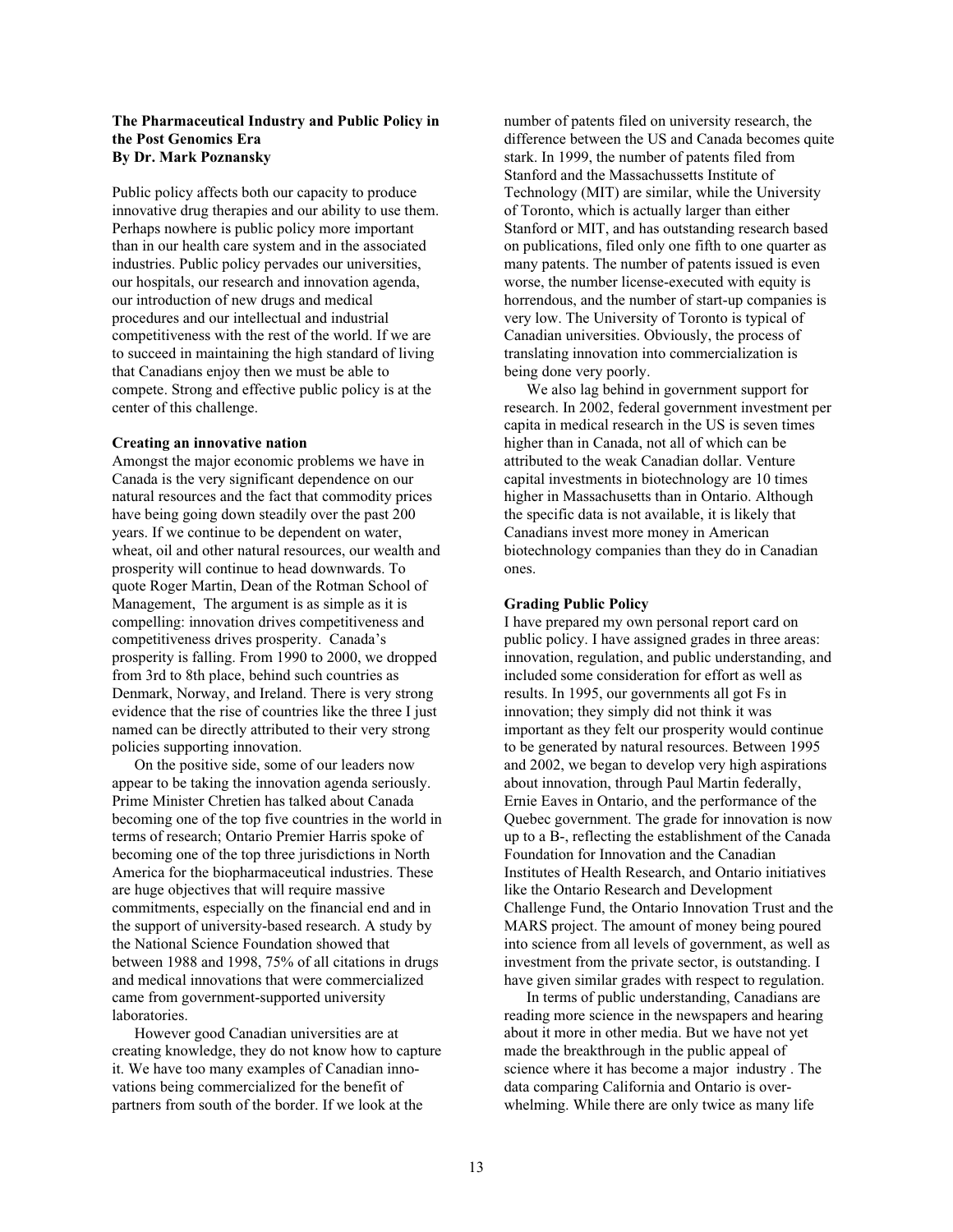**The Pharmaceutical Industry and Public Policy in the Post Genomics Era**
**By Dr. Mark Poznansky**

Public policy affects both our capacity to produce innovative drug therapies and our ability to use them. Perhaps nowhere is public policy more important than in our health care system and in the associated industries. Public policy pervades our universities, our hospitals, our research and innovation agenda, our introduction of new drugs and medical procedures and our intellectual and industrial competitiveness with the rest of the world. If we are to succeed in maintaining the high standard of living that Canadians enjoy then we must be able to compete. Strong and effective public policy is at the center of this challenge.

**Creating an innovative nation**

Amongst the major economic problems we have in Canada is the very significant dependence on our natural resources and the fact that commodity prices have being going down steadily over the past 200 years. If we continue to be dependent on water, wheat, oil and other natural resources, our wealth and prosperity will continue to head downwards. To quote Roger Martin, Dean of the Rotman School of Management, The argument is as simple as it is compelling: innovation drives competitiveness and competitiveness drives prosperity. Canada's prosperity is falling. From 1990 to 2000, we dropped from 3rd to 8th place, behind such countries as Denmark, Norway, and Ireland. There is very strong evidence that the rise of countries like the three I just named can be directly attributed to their very strong policies supporting innovation.

On the positive side, some of our leaders now appear to be taking the innovation agenda seriously. Prime Minister Chretien has talked about Canada becoming one of the top five countries in the world in terms of research; Ontario Premier Harris spoke of becoming one of the top three jurisdictions in North America for the biopharmaceutical industries. These are huge objectives that will require massive commitments, especially on the financial end and in the support of university-based research. A study by the National Science Foundation showed that between 1988 and 1998, 75% of all citations in drugs and medical innovations that were commercialized came from government-supported university laboratories.

However good Canadian universities are at creating knowledge, they do not know how to capture it. We have too many examples of Canadian innovations being commercialized for the benefit of partners from south of the border. If we look at the number of patents filed on university research, the difference between the US and Canada becomes quite stark. In 1999, the number of patents filed from Stanford and the Massachussetts Institute of Technology (MIT) are similar, while the University of Toronto, which is actually larger than either Stanford or MIT, and has outstanding research based on publications, filed only one fifth to one quarter as many patents. The number of patents issued is even worse, the number license-executed with equity is horrendous, and the number of start-up companies is very low. The University of Toronto is typical of Canadian universities. Obviously, the process of translating innovation into commercialization is being done very poorly.

We also lag behind in government support for research. In 2002, federal government investment per capita in medical research in the US is seven times higher than in Canada, not all of which can be attributed to the weak Canadian dollar. Venture capital investments in biotechnology are 10 times higher in Massachusetts than in Ontario. Although the specific data is not available, it is likely that Canadians invest more money in American biotechnology companies than they do in Canadian ones.

**Grading Public Policy**

I have prepared my own personal report card on public policy. I have assigned grades in three areas: innovation, regulation, and public understanding, and included some consideration for effort as well as results. In 1995, our governments all got Fs in innovation; they simply did not think it was important as they felt our prosperity would continue to be generated by natural resources. Between 1995 and 2002, we began to develop very high aspirations about innovation, through Paul Martin federally, Ernie Eaves in Ontario, and the performance of the Quebec government. The grade for innovation is now up to a B-, reflecting the establishment of the Canada Foundation for Innovation and the Canadian Institutes of Health Research, and Ontario initiatives like the Ontario Research and Development Challenge Fund, the Ontario Innovation Trust and the MARS project. The amount of money being poured into science from all levels of government, as well as investment from the private sector, is outstanding. I have given similar grades with respect to regulation.

In terms of public understanding, Canadians are reading more science in the newspapers and hearing about it more in other media. But we have not yet made the breakthrough in the public appeal of science where it has become a major industry . The data comparing California and Ontario is overwhelming. While there are only twice as many life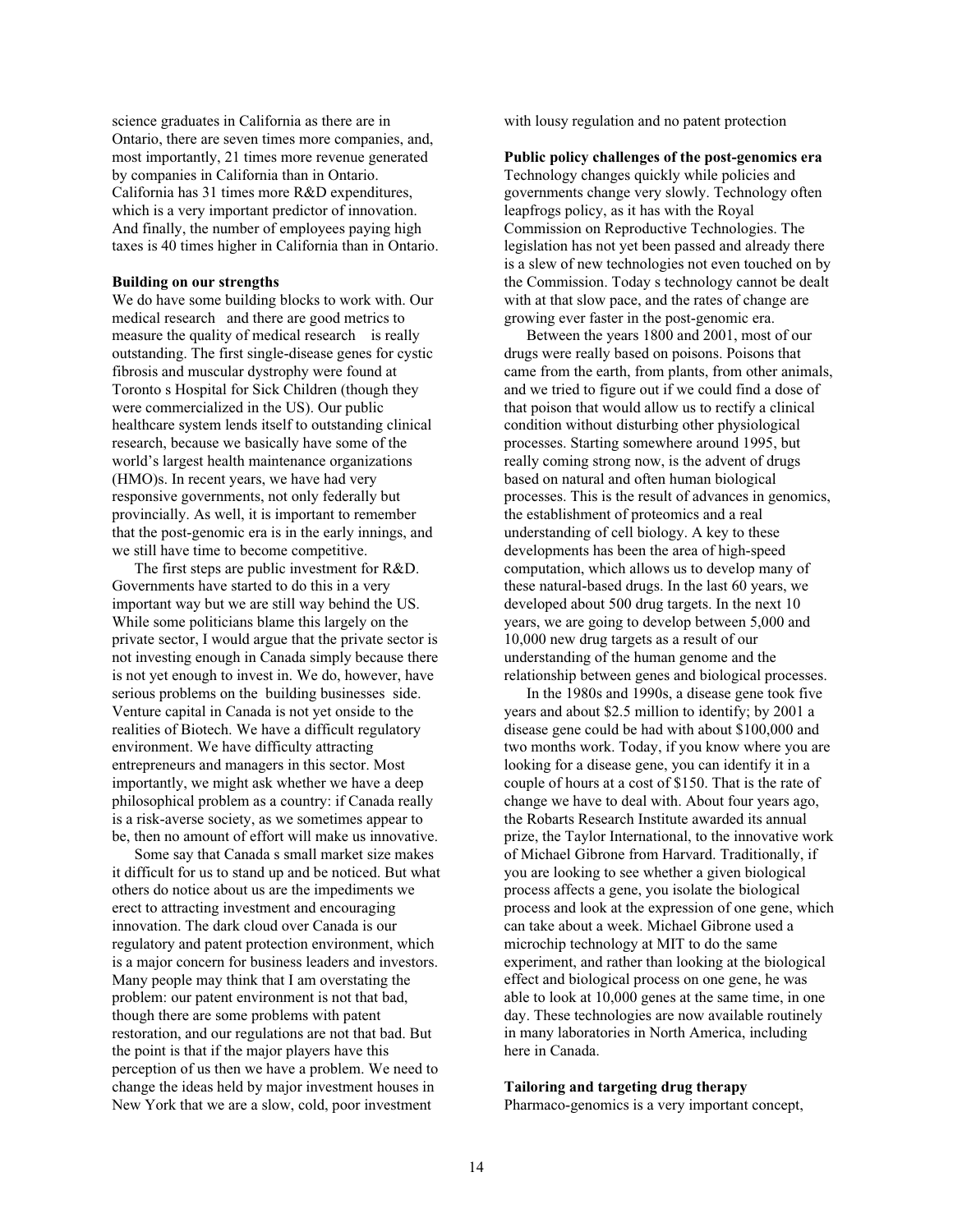science graduates in California as there are in Ontario, there are seven times more companies, and, most importantly, 21 times more revenue generated by companies in California than in Ontario. California has 31 times more R&D expenditures, which is a very important predictor of innovation. And finally, the number of employees paying high taxes is 40 times higher in California than in Ontario.

**Building on our strengths**

We do have some building blocks to work with. Our medical research and there are good metrics to measure the quality of medical research is really outstanding. The first single-disease genes for cystic fibrosis and muscular dystrophy were found at Toronto s Hospital for Sick Children (though they were commercialized in the US). Our public healthcare system lends itself to outstanding clinical research, because we basically have some of the world's largest health maintenance organizations (HMO)s. In recent years, we have had very responsive governments, not only federally but provincially. As well, it is important to remember that the post-genomic era is in the early innings, and we still have time to become competitive.

The first steps are public investment for R&D. Governments have started to do this in a very important way but we are still way behind the US. While some politicians blame this largely on the private sector, I would argue that the private sector is not investing enough in Canada simply because there is not yet enough to invest in. We do, however, have serious problems on the building businesses side. Venture capital in Canada is not yet onside to the realities of Biotech. We have a difficult regulatory environment. We have difficulty attracting entrepreneurs and managers in this sector. Most importantly, we might ask whether we have a deep philosophical problem as a country: if Canada really is a risk-averse society, as we sometimes appear to be, then no amount of effort will make us innovative.

Some say that Canada s small market size makes it difficult for us to stand up and be noticed. But what others do notice about us are the impediments we erect to attracting investment and encouraging innovation. The dark cloud over Canada is our regulatory and patent protection environment, which is a major concern for business leaders and investors. Many people may think that I am overstating the problem: our patent environment is not that bad, though there are some problems with patent restoration, and our regulations are not that bad. But the point is that if the major players have this perception of us then we have a problem. We need to change the ideas held by major investment houses in New York that we are a slow, cold, poor investment with lousy regulation and no patent protection

**Public policy challenges of the post-genomics era**

Technology changes quickly while policies and governments change very slowly. Technology often leapfrogs policy, as it has with the Royal Commission on Reproductive Technologies. The legislation has not yet been passed and already there is a slew of new technologies not even touched on by the Commission. Today s technology cannot be dealt with at that slow pace, and the rates of change are growing ever faster in the post-genomic era.

Between the years 1800 and 2001, most of our drugs were really based on poisons. Poisons that came from the earth, from plants, from other animals, and we tried to figure out if we could find a dose of that poison that would allow us to rectify a clinical condition without disturbing other physiological processes. Starting somewhere around 1995, but really coming strong now, is the advent of drugs based on natural and often human biological processes. This is the result of advances in genomics, the establishment of proteomics and a real understanding of cell biology. A key to these developments has been the area of high-speed computation, which allows us to develop many of these natural-based drugs. In the last 60 years, we developed about 500 drug targets. In the next 10 years, we are going to develop between 5,000 and 10,000 new drug targets as a result of our understanding of the human genome and the relationship between genes and biological processes.

In the 1980s and 1990s, a disease gene took five years and about $2.5 million to identify; by 2001 a disease gene could be had with about $100,000 and two months work. Today, if you know where you are looking for a disease gene, you can identify it in a couple of hours at a cost of $150. That is the rate of change we have to deal with. About four years ago, the Robarts Research Institute awarded its annual prize, the Taylor International, to the innovative work of Michael Gibrone from Harvard. Traditionally, if you are looking to see whether a given biological process affects a gene, you isolate the biological process and look at the expression of one gene, which can take about a week. Michael Gibrone used a microchip technology at MIT to do the same experiment, and rather than looking at the biological effect and biological process on one gene, he was able to look at 10,000 genes at the same time, in one day. These technologies are now available routinely in many laboratories in North America, including here in Canada.

**Tailoring and targeting drug therapy**

Pharmaco-genomics is a very important concept,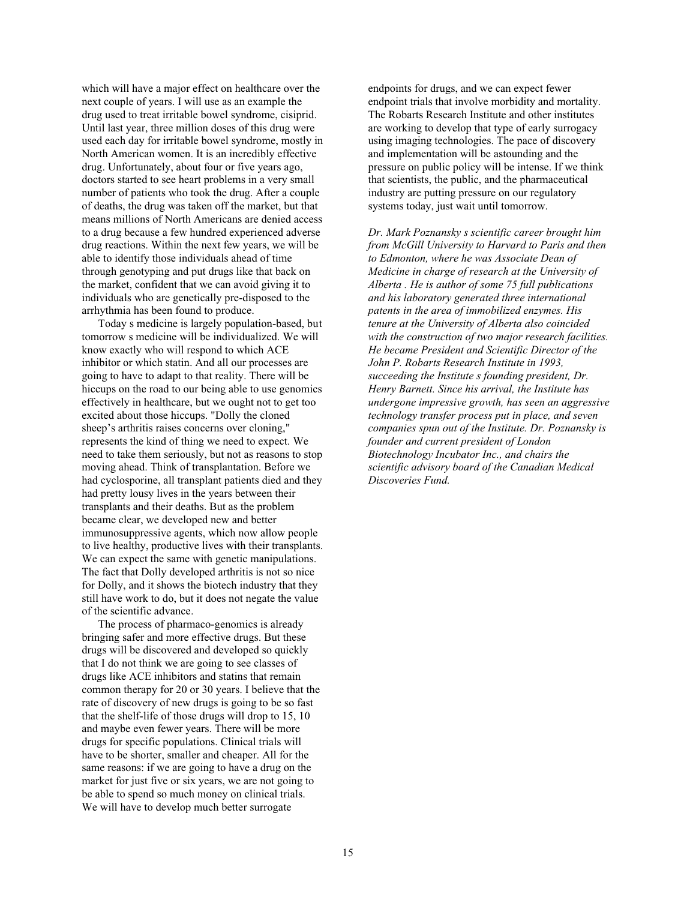which will have a major effect on healthcare over the next couple of years. I will use as an example the drug used to treat irritable bowel syndrome, cisiprid. Until last year, three million doses of this drug were used each day for irritable bowel syndrome, mostly in North American women. It is an incredibly effective drug. Unfortunately, about four or five years ago, doctors started to see heart problems in a very small number of patients who took the drug. After a couple of deaths, the drug was taken off the market, but that means millions of North Americans are denied access to a drug because a few hundred experienced adverse drug reactions. Within the next few years, we will be able to identify those individuals ahead of time through genotyping and put drugs like that back on the market, confident that we can avoid giving it to individuals who are genetically pre-disposed to the arrhythmia has been found to produce.

Today s medicine is largely population-based, but tomorrow s medicine will be individualized. We will know exactly who will respond to which ACE inhibitor or which statin. And all our processes are going to have to adapt to that reality. There will be hiccups on the road to our being able to use genomics effectively in healthcare, but we ought not to get too excited about those hiccups. "Dolly the cloned sheep's arthritis raises concerns over cloning," represents the kind of thing we need to expect. We need to take them seriously, but not as reasons to stop moving ahead. Think of transplantation. Before we had cyclosporine, all transplant patients died and they had pretty lousy lives in the years between their transplants and their deaths. But as the problem became clear, we developed new and better immunosuppressive agents, which now allow people to live healthy, productive lives with their transplants. We can expect the same with genetic manipulations. The fact that Dolly developed arthritis is not so nice for Dolly, and it shows the biotech industry that they still have work to do, but it does not negate the value of the scientific advance.

The process of pharmaco-genomics is already bringing safer and more effective drugs. But these drugs will be discovered and developed so quickly that I do not think we are going to see classes of drugs like ACE inhibitors and statins that remain common therapy for 20 or 30 years. I believe that the rate of discovery of new drugs is going to be so fast that the shelf-life of those drugs will drop to 15, 10 and maybe even fewer years. There will be more drugs for specific populations. Clinical trials will have to be shorter, smaller and cheaper. All for the same reasons: if we are going to have a drug on the market for just five or six years, we are not going to be able to spend so much money on clinical trials. We will have to develop much better surrogate endpoints for drugs, and we can expect fewer endpoint trials that involve morbidity and mortality. The Robarts Research Institute and other institutes are working to develop that type of early surrogacy using imaging technologies. The pace of discovery and implementation will be astounding and the pressure on public policy will be intense. If we think that scientists, the public, and the pharmaceutical industry are putting pressure on our regulatory systems today, just wait until tomorrow.

*Dr. Mark Poznansky s scientific career brought him from McGill University to Harvard to Paris and then to Edmonton, where he was Associate Dean of Medicine in charge of research at the University of Alberta . He is author of some 75 full publications and his laboratory generated three international patents in the area of immobilized enzymes. His tenure at the University of Alberta also coincided with the construction of two major research facilities. He became President and Scientific Director of the John P. Robarts Research Institute in 1993, succeeding the Institute s founding president, Dr. Henry Barnett. Since his arrival, the Institute has undergone impressive growth, has seen an aggressive technology transfer process put in place, and seven companies spun out of the Institute. Dr. Poznansky is founder and current president of London Biotechnology Incubator Inc., and chairs the scientific advisory board of the Canadian Medical Discoveries Fund.*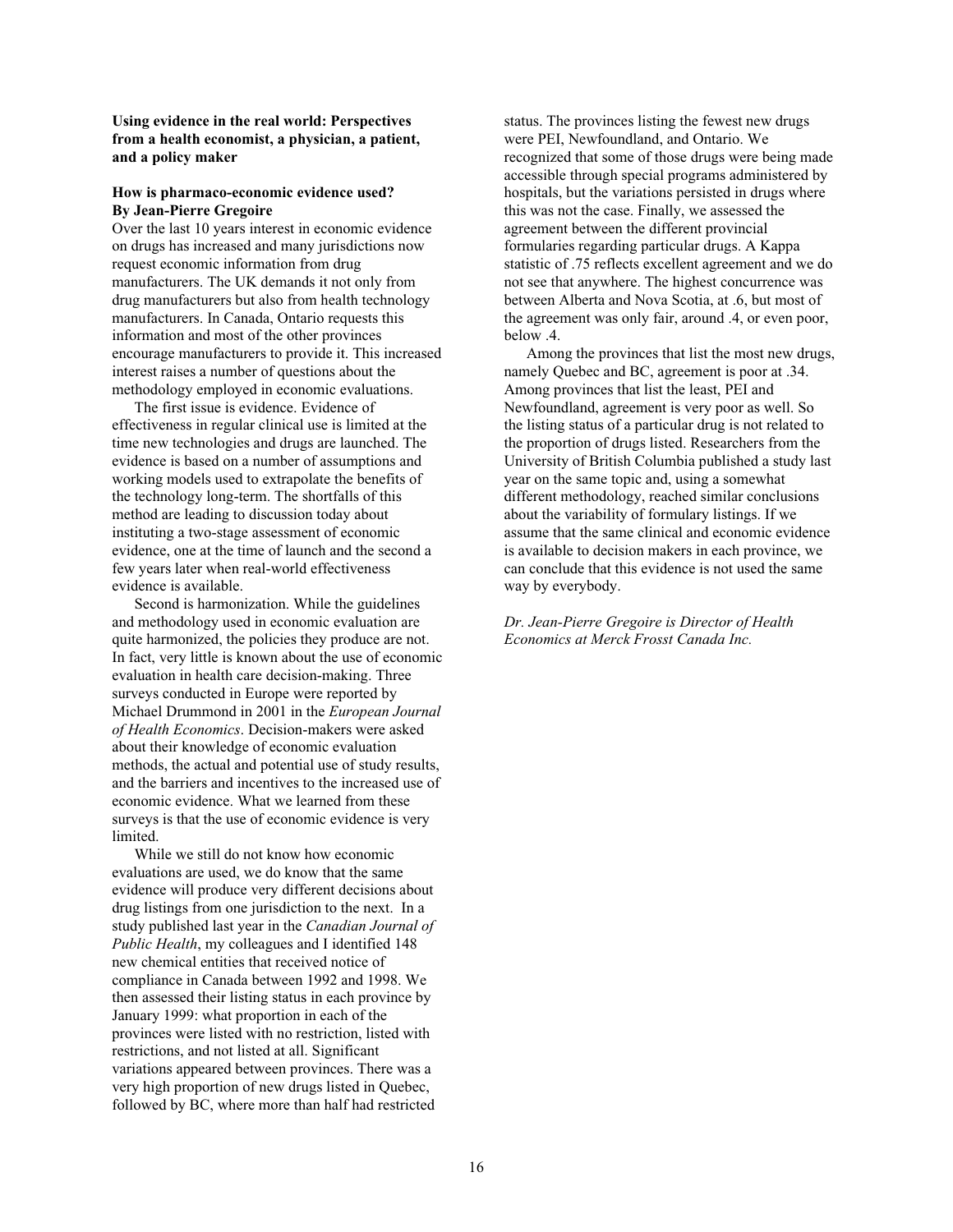**Using evidence in the real world: Perspectives from a health economist, a physician, a patient, and a policy maker**

**How is pharmaco-economic evidence used? By Jean-Pierre Gregoire**

Over the last 10 years interest in economic evidence on drugs has increased and many jurisdictions now request economic information from drug manufacturers. The UK demands it not only from drug manufacturers but also from health technology manufacturers. In Canada, Ontario requests this information and most of the other provinces encourage manufacturers to provide it. This increased interest raises a number of questions about the methodology employed in economic evaluations.

The first issue is evidence. Evidence of effectiveness in regular clinical use is limited at the time new technologies and drugs are launched. The evidence is based on a number of assumptions and working models used to extrapolate the benefits of the technology long-term. The shortfalls of this method are leading to discussion today about instituting a two-stage assessment of economic evidence, one at the time of launch and the second a few years later when real-world effectiveness evidence is available.

Second is harmonization. While the guidelines and methodology used in economic evaluation are quite harmonized, the policies they produce are not. In fact, very little is known about the use of economic evaluation in health care decision-making. Three surveys conducted in Europe were reported by Michael Drummond in 2001 in the *European Journal of Health Economics*. Decision-makers were asked about their knowledge of economic evaluation methods, the actual and potential use of study results, and the barriers and incentives to the increased use of economic evidence. What we learned from these surveys is that the use of economic evidence is very limited.

While we still do not know how economic evaluations are used, we do know that the same evidence will produce very different decisions about drug listings from one jurisdiction to the next. In a study published last year in the *Canadian Journal of Public Health*, my colleagues and I identified 148 new chemical entities that received notice of compliance in Canada between 1992 and 1998. We then assessed their listing status in each province by January 1999: what proportion in each of the provinces were listed with no restriction, listed with restrictions, and not listed at all. Significant variations appeared between provinces. There was a very high proportion of new drugs listed in Quebec, followed by BC, where more than half had restricted status. The provinces listing the fewest new drugs were PEI, Newfoundland, and Ontario. We recognized that some of those drugs were being made accessible through special programs administered by hospitals, but the variations persisted in drugs where this was not the case. Finally, we assessed the agreement between the different provincial formularies regarding particular drugs. A Kappa statistic of .75 reflects excellent agreement and we do not see that anywhere. The highest concurrence was between Alberta and Nova Scotia, at .6, but most of the agreement was only fair, around .4, or even poor, below .4.

Among the provinces that list the most new drugs, namely Quebec and BC, agreement is poor at .34. Among provinces that list the least, PEI and Newfoundland, agreement is very poor as well. So the listing status of a particular drug is not related to the proportion of drugs listed. Researchers from the University of British Columbia published a study last year on the same topic and, using a somewhat different methodology, reached similar conclusions about the variability of formulary listings. If we assume that the same clinical and economic evidence is available to decision makers in each province, we can conclude that this evidence is not used the same way by everybody.

*Dr. Jean-Pierre Gregoire is Director of Health Economics at Merck Frosst Canada Inc.*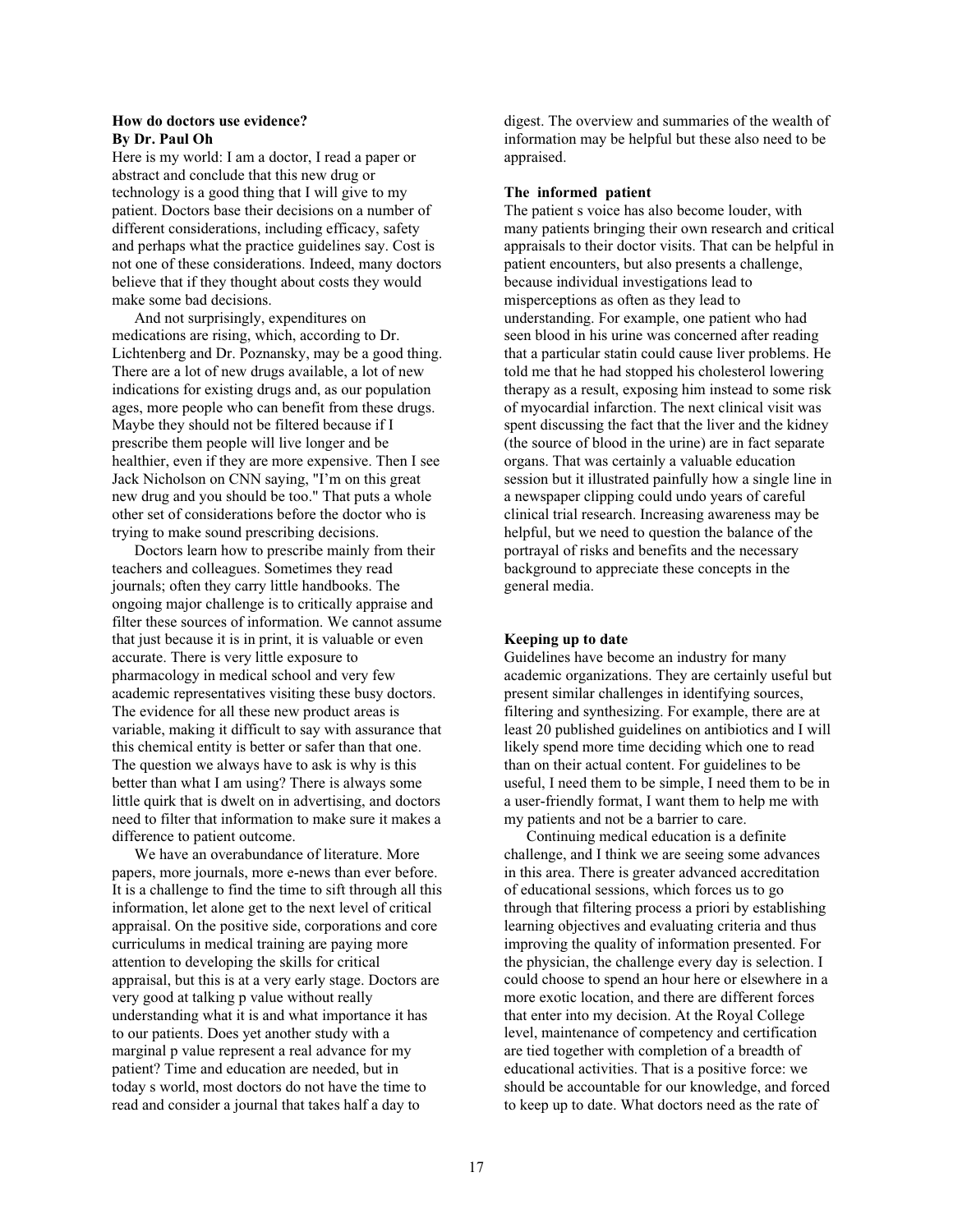**How do doctors use evidence?**
**By Dr. Paul Oh**

Here is my world: I am a doctor, I read a paper or abstract and conclude that this new drug or technology is a good thing that I will give to my patient. Doctors base their decisions on a number of different considerations, including efficacy, safety and perhaps what the practice guidelines say. Cost is not one of these considerations. Indeed, many doctors believe that if they thought about costs they would make some bad decisions.

And not surprisingly, expenditures on medications are rising, which, according to Dr. Lichtenberg and Dr. Poznansky, may be a good thing. There are a lot of new drugs available, a lot of new indications for existing drugs and, as our population ages, more people who can benefit from these drugs. Maybe they should not be filtered because if I prescribe them people will live longer and be healthier, even if they are more expensive. Then I see Jack Nicholson on CNN saying, "I'm on this great new drug and you should be too." That puts a whole other set of considerations before the doctor who is trying to make sound prescribing decisions.

Doctors learn how to prescribe mainly from their teachers and colleagues. Sometimes they read journals; often they carry little handbooks. The ongoing major challenge is to critically appraise and filter these sources of information. We cannot assume that just because it is in print, it is valuable or even accurate. There is very little exposure to pharmacology in medical school and very few academic representatives visiting these busy doctors. The evidence for all these new product areas is variable, making it difficult to say with assurance that this chemical entity is better or safer than that one. The question we always have to ask is why is this better than what I am using? There is always some little quirk that is dwelt on in advertising, and doctors need to filter that information to make sure it makes a difference to patient outcome.

We have an overabundance of literature. More papers, more journals, more e-news than ever before. It is a challenge to find the time to sift through all this information, let alone get to the next level of critical appraisal. On the positive side, corporations and core curriculums in medical training are paying more attention to developing the skills for critical appraisal, but this is at a very early stage. Doctors are very good at talking p value without really understanding what it is and what importance it has to our patients. Does yet another study with a marginal p value represent a real advance for my patient? Time and education are needed, but in today s world, most doctors do not have the time to read and consider a journal that takes half a day to digest. The overview and summaries of the wealth of information may be helpful but these also need to be appraised.

**The informed patient**

The patient s voice has also become louder, with many patients bringing their own research and critical appraisals to their doctor visits. That can be helpful in patient encounters, but also presents a challenge, because individual investigations lead to misperceptions as often as they lead to understanding. For example, one patient who had seen blood in his urine was concerned after reading that a particular statin could cause liver problems. He told me that he had stopped his cholesterol lowering therapy as a result, exposing him instead to some risk of myocardial infarction. The next clinical visit was spent discussing the fact that the liver and the kidney (the source of blood in the urine) are in fact separate organs. That was certainly a valuable education session but it illustrated painfully how a single line in a newspaper clipping could undo years of careful clinical trial research. Increasing awareness may be helpful, but we need to question the balance of the portrayal of risks and benefits and the necessary background to appreciate these concepts in the general media.

**Keeping up to date**

Guidelines have become an industry for many academic organizations. They are certainly useful but present similar challenges in identifying sources, filtering and synthesizing. For example, there are at least 20 published guidelines on antibiotics and I will likely spend more time deciding which one to read than on their actual content. For guidelines to be useful, I need them to be simple, I need them to be in a user-friendly format, I want them to help me with my patients and not be a barrier to care.

Continuing medical education is a definite challenge, and I think we are seeing some advances in this area. There is greater advanced accreditation of educational sessions, which forces us to go through that filtering process a priori by establishing learning objectives and evaluating criteria and thus improving the quality of information presented. For the physician, the challenge every day is selection. I could choose to spend an hour here or elsewhere in a more exotic location, and there are different forces that enter into my decision. At the Royal College level, maintenance of competency and certification are tied together with completion of a breadth of educational activities. That is a positive force: we should be accountable for our knowledge, and forced to keep up to date. What doctors need as the rate of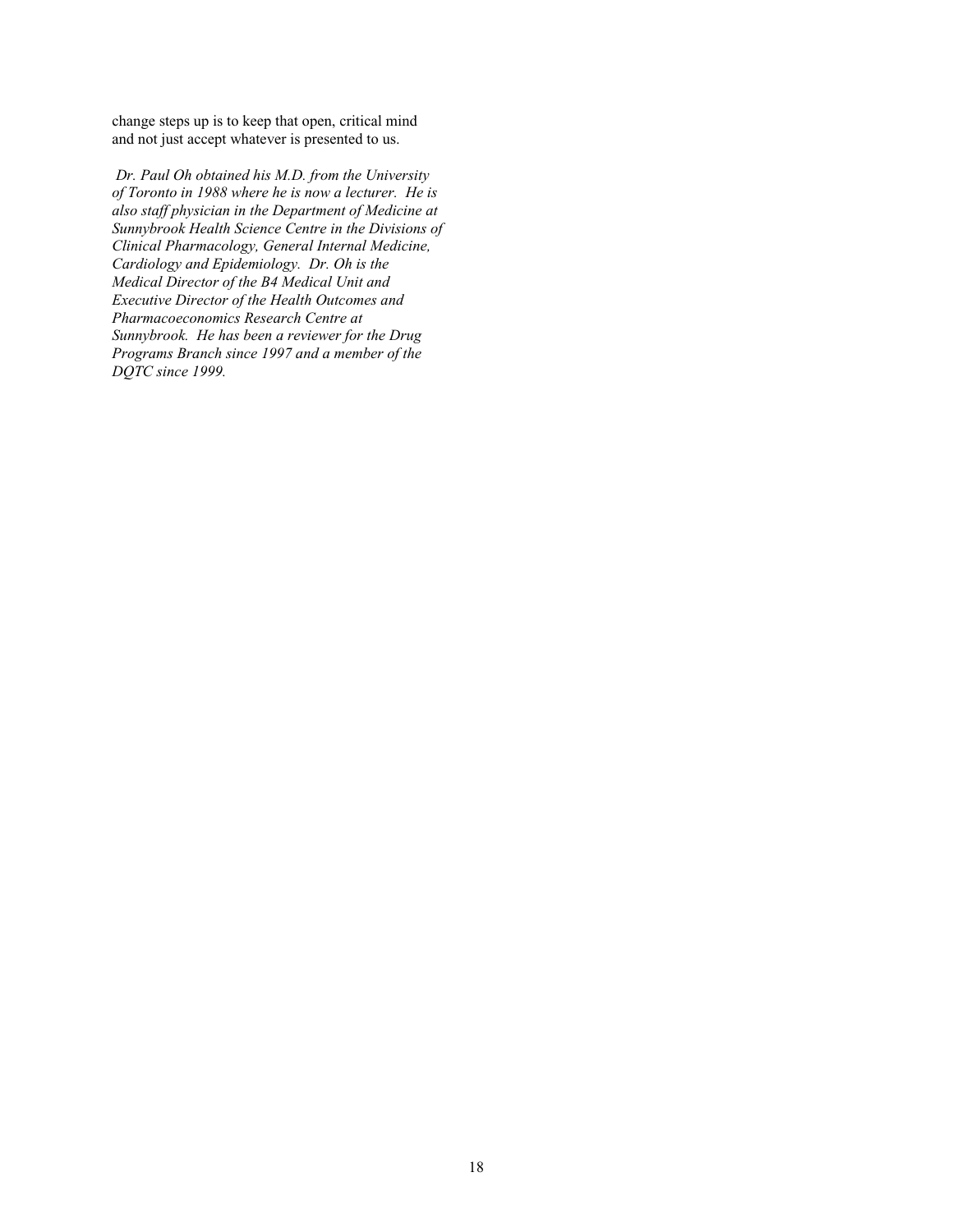change steps up is to keep that open, critical mind and not just accept whatever is presented to us.

*Dr. Paul Oh obtained his M.D. from the University of Toronto in 1988 where he is now a lecturer. He is also staff physician in the Department of Medicine at Sunnybrook Health Science Centre in the Divisions of Clinical Pharmacology, General Internal Medicine, Cardiology and Epidemiology. Dr. Oh is the Medical Director of the B4 Medical Unit and Executive Director of the Health Outcomes and Pharmacoeconomics Research Centre at Sunnybrook. He has been a reviewer for the Drug Programs Branch since 1997 and a member of the DQTC since 1999.*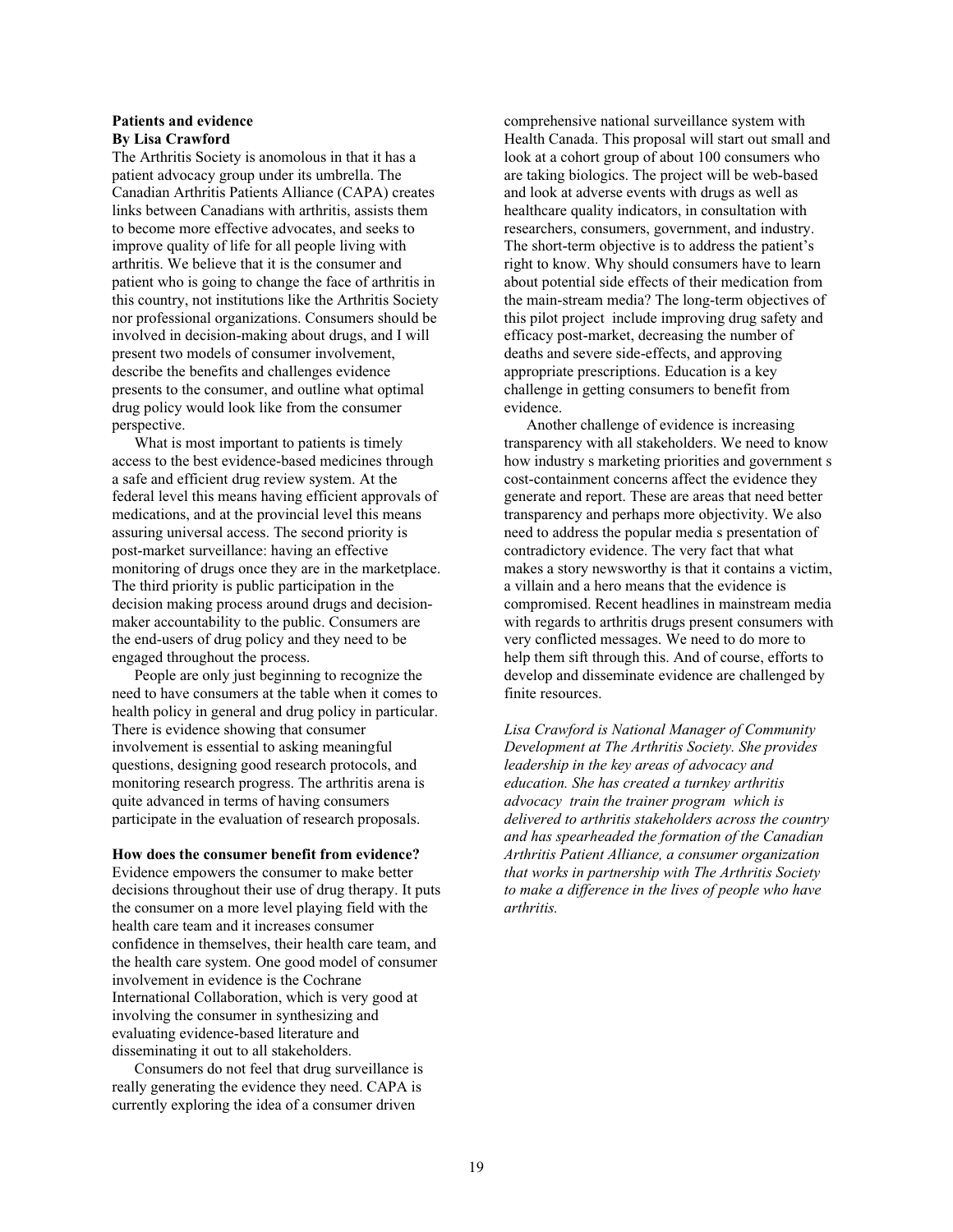### Patients and evidence

**By Lisa Crawford**

The Arthritis Society is anomolous in that it has a patient advocacy group under its umbrella. The Canadian Arthritis Patients Alliance (CAPA) creates links between Canadians with arthritis, assists them to become more effective advocates, and seeks to improve quality of life for all people living with arthritis. We believe that it is the consumer and patient who is going to change the face of arthritis in this country, not institutions like the Arthritis Society nor professional organizations. Consumers should be involved in decision-making about drugs, and I will present two models of consumer involvement, describe the benefits and challenges evidence presents to the consumer, and outline what optimal drug policy would look like from the consumer perspective.

What is most important to patients is timely access to the best evidence-based medicines through a safe and efficient drug review system. At the federal level this means having efficient approvals of medications, and at the provincial level this means assuring universal access. The second priority is post-market surveillance: having an effective monitoring of drugs once they are in the marketplace. The third priority is public participation in the decision making process around drugs and decision-maker accountability to the public. Consumers are the end-users of drug policy and they need to be engaged throughout the process.

People are only just beginning to recognize the need to have consumers at the table when it comes to health policy in general and drug policy in particular. There is evidence showing that consumer involvement is essential to asking meaningful questions, designing good research protocols, and monitoring research progress. The arthritis arena is quite advanced in terms of having consumers participate in the evaluation of research proposals.

**How does the consumer benefit from evidence?**

Evidence empowers the consumer to make better decisions throughout their use of drug therapy. It puts the consumer on a more level playing field with the health care team and it increases consumer confidence in themselves, their health care team, and the health care system. One good model of consumer involvement in evidence is the Cochrane International Collaboration, which is very good at involving the consumer in synthesizing and evaluating evidence-based literature and disseminating it out to all stakeholders.

Consumers do not feel that drug surveillance is really generating the evidence they need. CAPA is currently exploring the idea of a consumer driven comprehensive national surveillance system with Health Canada. This proposal will start out small and look at a cohort group of about 100 consumers who are taking biologics. The project will be web-based and look at adverse events with drugs as well as healthcare quality indicators, in consultation with researchers, consumers, government, and industry. The short-term objective is to address the patient's right to know. Why should consumers have to learn about potential side effects of their medication from the main-stream media? The long-term objectives of this pilot project include improving drug safety and efficacy post-market, decreasing the number of deaths and severe side-effects, and approving appropriate prescriptions. Education is a key challenge in getting consumers to benefit from evidence.

Another challenge of evidence is increasing transparency with all stakeholders. We need to know how industry s marketing priorities and government s cost-containment concerns affect the evidence they generate and report. These are areas that need better transparency and perhaps more objectivity. We also need to address the popular media s presentation of contradictory evidence. The very fact that what makes a story newsworthy is that it contains a victim, a villain and a hero means that the evidence is compromised. Recent headlines in mainstream media with regards to arthritis drugs present consumers with very conflicted messages. We need to do more to help them sift through this. And of course, efforts to develop and disseminate evidence are challenged by finite resources.

*Lisa Crawford is National Manager of Community Development at The Arthritis Society. She provides leadership in the key areas of advocacy and education. She has created a turnkey arthritis advocacy train the trainer program which is delivered to arthritis stakeholders across the country and has spearheaded the formation of the Canadian Arthritis Patient Alliance, a consumer organization that works in partnership with The Arthritis Society to make a difference in the lives of people who have arthritis.*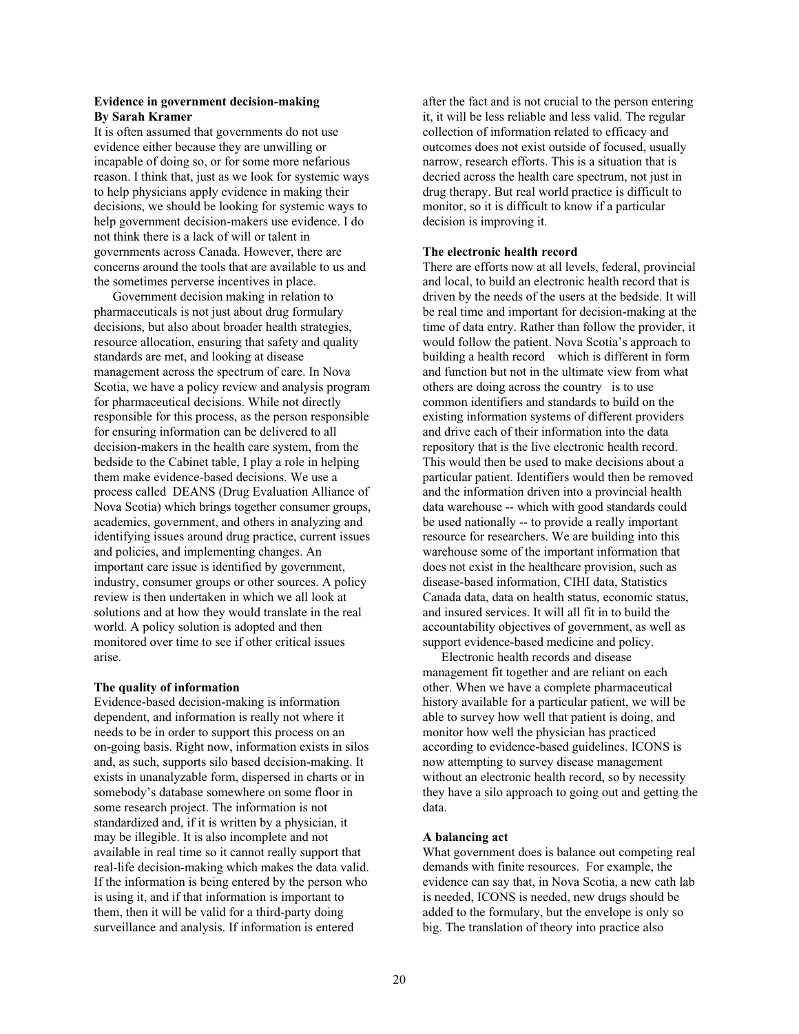**Evidence in government decision-making**
**By Sarah Kramer**

It is often assumed that governments do not use evidence either because they are unwilling or incapable of doing so, or for some more nefarious reason. I think that, just as we look for systemic ways to help physicians apply evidence in making their decisions, we should be looking for systemic ways to help government decision-makers use evidence. I do not think there is a lack of will or talent in governments across Canada. However, there are concerns around the tools that are available to us and the sometimes perverse incentives in place.

Government decision making in relation to pharmaceuticals is not just about drug formulary decisions, but also about broader health strategies, resource allocation, ensuring that safety and quality standards are met, and looking at disease management across the spectrum of care. In Nova Scotia, we have a policy review and analysis program for pharmaceutical decisions. While not directly responsible for this process, as the person responsible for ensuring information can be delivered to all decision-makers in the health care system, from the bedside to the Cabinet table, I play a role in helping them make evidence-based decisions. We use a process called DEANS (Drug Evaluation Alliance of Nova Scotia) which brings together consumer groups, academics, government, and others in analyzing and identifying issues around drug practice, current issues and policies, and implementing changes. An important care issue is identified by government, industry, consumer groups or other sources. A policy review is then undertaken in which we all look at solutions and at how they would translate in the real world. A policy solution is adopted and then monitored over time to see if other critical issues arise.

**The quality of information**

Evidence-based decision-making is information dependent, and information is really not where it needs to be in order to support this process on an on-going basis. Right now, information exists in silos and, as such, supports silo based decision-making. It exists in unanalyzable form, dispersed in charts or in somebody's database somewhere on some floor in some research project. The information is not standardized and, if it is written by a physician, it may be illegible. It is also incomplete and not available in real time so it cannot really support that real-life decision-making which makes the data valid. If the information is being entered by the person who is using it, and if that information is important to them, then it will be valid for a third-party doing surveillance and analysis. If information is entered after the fact and is not crucial to the person entering it, it will be less reliable and less valid. The regular collection of information related to efficacy and outcomes does not exist outside of focused, usually narrow, research efforts. This is a situation that is decried across the health care spectrum, not just in drug therapy. But real world practice is difficult to monitor, so it is difficult to know if a particular decision is improving it.

**The electronic health record**

There are efforts now at all levels, federal, provincial and local, to build an electronic health record that is driven by the needs of the users at the bedside. It will be real time and important for decision-making at the time of data entry. Rather than follow the provider, it would follow the patient. Nova Scotia's approach to building a health record which is different in form and function but not in the ultimate view from what others are doing across the country is to use common identifiers and standards to build on the existing information systems of different providers and drive each of their information into the data repository that is the live electronic health record. This would then be used to make decisions about a particular patient. Identifiers would then be removed and the information driven into a provincial health data warehouse -- which with good standards could be used nationally -- to provide a really important resource for researchers. We are building into this warehouse some of the important information that does not exist in the healthcare provision, such as disease-based information, CIHI data, Statistics Canada data, data on health status, economic status, and insured services. It will all fit in to build the accountability objectives of government, as well as support evidence-based medicine and policy.

Electronic health records and disease management fit together and are reliant on each other. When we have a complete pharmaceutical history available for a particular patient, we will be able to survey how well that patient is doing, and monitor how well the physician has practiced according to evidence-based guidelines. ICONS is now attempting to survey disease management without an electronic health record, so by necessity they have a silo approach to going out and getting the data.

**A balancing act**

What government does is balance out competing real demands with finite resources. For example, the evidence can say that, in Nova Scotia, a new cath lab is needed, ICONS is needed, new drugs should be added to the formulary, but the envelope is only so big. The translation of theory into practice also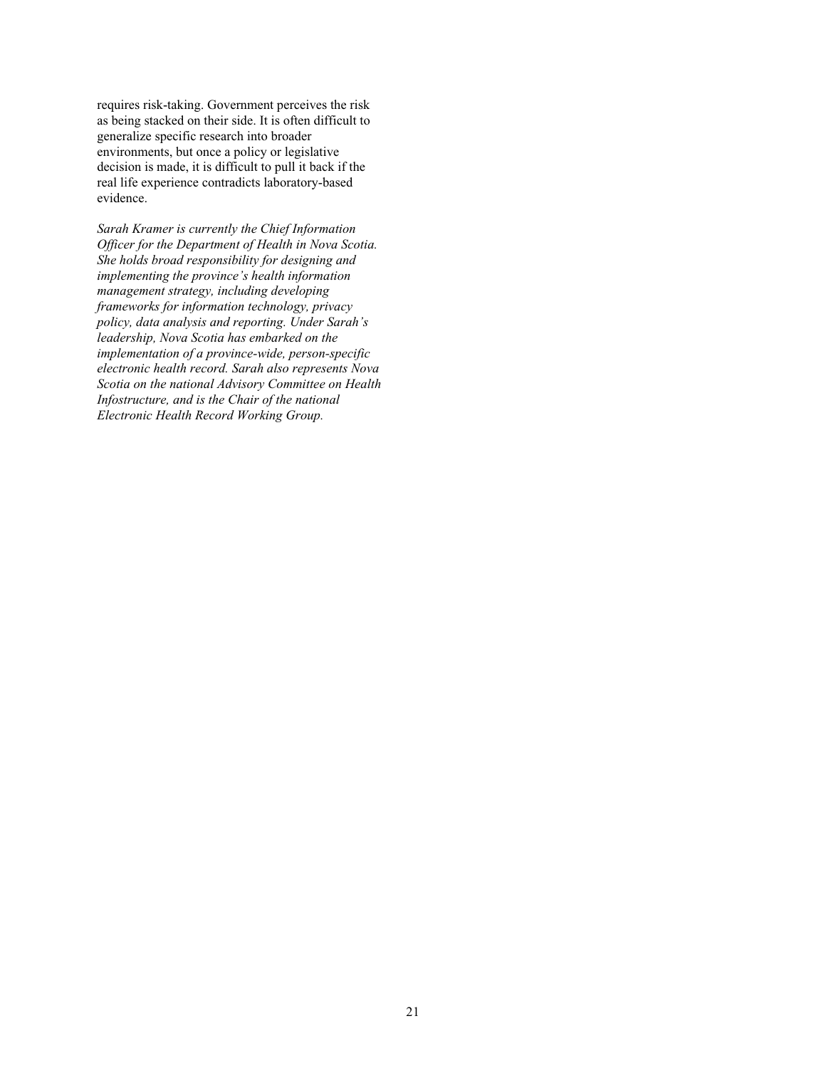requires risk-taking. Government perceives the risk as being stacked on their side. It is often difficult to generalize specific research into broader environments, but once a policy or legislative decision is made, it is difficult to pull it back if the real life experience contradicts laboratory-based evidence.

*Sarah Kramer is currently the Chief Information Officer for the Department of Health in Nova Scotia. She holds broad responsibility for designing and implementing the province's health information management strategy, including developing frameworks for information technology, privacy policy, data analysis and reporting. Under Sarah's leadership, Nova Scotia has embarked on the implementation of a province-wide, person-specific electronic health record. Sarah also represents Nova Scotia on the national Advisory Committee on Health Infostructure, and is the Chair of the national Electronic Health Record Working Group.*